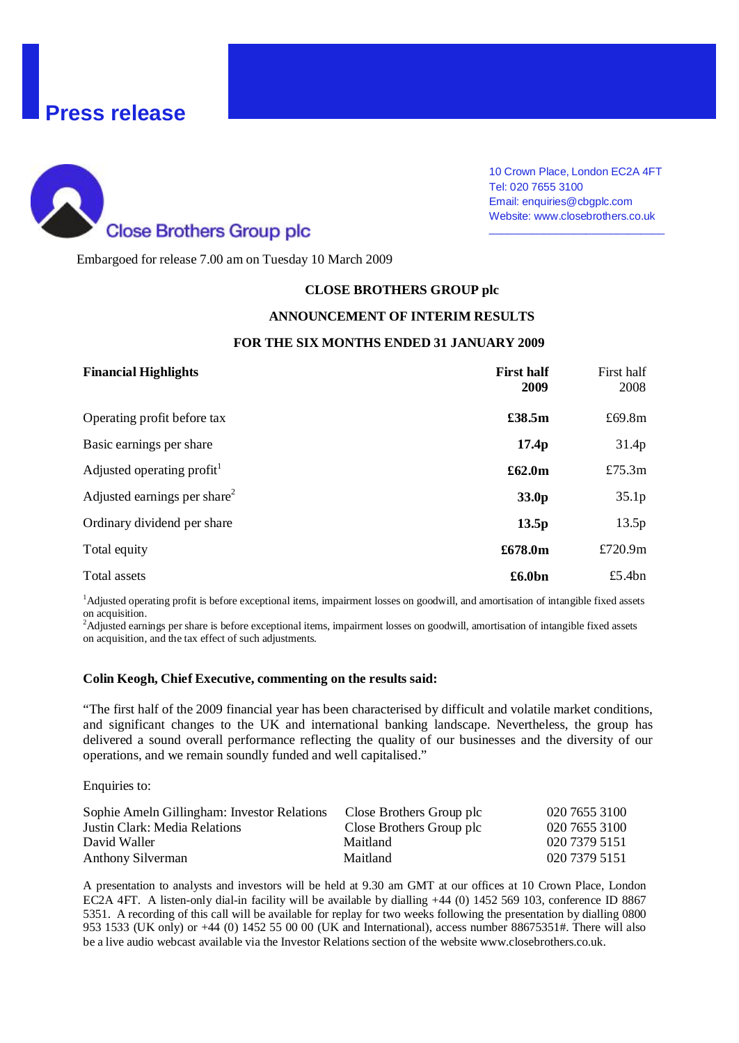# Press release

Close Brothers Group plc

10 Crown Place, London EC2A 4FT
Tel: 020 7655 3100
Email: enquiries@cbgplc.com
Website: www.closebrothers.co.uk

Embargoed for release 7.00 am on Tuesday 10 March 2009

**CLOSE BROTHERS GROUP plc**

**ANNOUNCEMENT OF INTERIM RESULTS**

**FOR THE SIX MONTHS ENDED 31 JANUARY 2009**

| **Financial Highlights** | **First half 2009** | First half 2008 |
|---|---|---|
| Operating profit before tax | **£38.5m** | £69.8m |
| Basic earnings per share | **17.4p** | 31.4p |
| Adjusted operating profit[1] | **£62.0m** | £75.3m |
| Adjusted earnings per share[2] | **33.0p** | 35.1p |
| Ordinary dividend per share | **13.5p** | 13.5p |
| Total equity | **£678.0m** | £720.9m |
| Total assets | **£6.0bn** | £5.4bn |

[1]Adjusted operating profit is before exceptional items, impairment losses on goodwill, and amortisation of intangible fixed assets on acquisition.
[2]Adjusted earnings per share is before exceptional items, impairment losses on goodwill, amortisation of intangible fixed assets on acquisition, and the tax effect of such adjustments.

**Colin Keogh, Chief Executive, commenting on the results said:**

"The first half of the 2009 financial year has been characterised by difficult and volatile market conditions, and significant changes to the UK and international banking landscape. Nevertheless, the group has delivered a sound overall performance reflecting the quality of our businesses and the diversity of our operations, and we remain soundly funded and well capitalised."

Enquiries to:

| | | |
|---|---|---|
| Sophie Ameln Gillingham: Investor Relations | Close Brothers Group plc | 020 7655 3100 |
| Justin Clark: Media Relations | Close Brothers Group plc | 020 7655 3100 |
| David Waller | Maitland | 020 7379 5151 |
| Anthony Silverman | Maitland | 020 7379 5151 |

A presentation to analysts and investors will be held at 9.30 am GMT at our offices at 10 Crown Place, London EC2A 4FT. A listen-only dial-in facility will be available by dialling +44 (0) 1452 569 103, conference ID 8867 5351. A recording of this call will be available for replay for two weeks following the presentation by dialling 0800 953 1533 (UK only) or +44 (0) 1452 55 00 00 (UK and International), access number 88675351#. There will also be a live audio webcast available via the Investor Relations section of the website www.closebrothers.co.uk.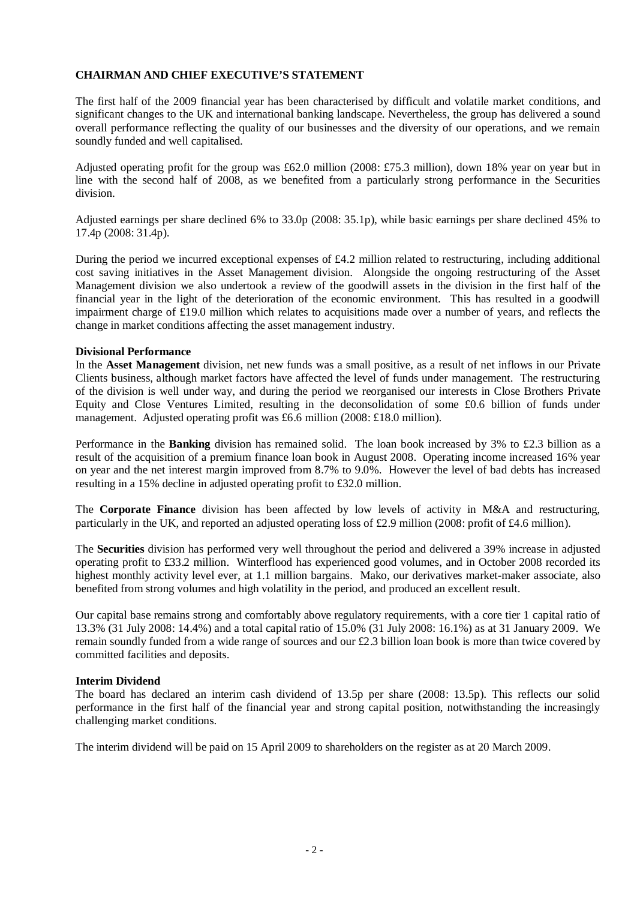## CHAIRMAN AND CHIEF EXECUTIVE'S STATEMENT

The first half of the 2009 financial year has been characterised by difficult and volatile market conditions, and significant changes to the UK and international banking landscape. Nevertheless, the group has delivered a sound overall performance reflecting the quality of our businesses and the diversity of our operations, and we remain soundly funded and well capitalised.

Adjusted operating profit for the group was £62.0 million (2008: £75.3 million), down 18% year on year but in line with the second half of 2008, as we benefited from a particularly strong performance in the Securities division.

Adjusted earnings per share declined 6% to 33.0p (2008: 35.1p), while basic earnings per share declined 45% to 17.4p (2008: 31.4p).

During the period we incurred exceptional expenses of £4.2 million related to restructuring, including additional cost saving initiatives in the Asset Management division. Alongside the ongoing restructuring of the Asset Management division we also undertook a review of the goodwill assets in the division in the first half of the financial year in the light of the deterioration of the economic environment. This has resulted in a goodwill impairment charge of £19.0 million which relates to acquisitions made over a number of years, and reflects the change in market conditions affecting the asset management industry.

### Divisional Performance

In the **Asset Management** division, net new funds was a small positive, as a result of net inflows in our Private Clients business, although market factors have affected the level of funds under management. The restructuring of the division is well under way, and during the period we reorganised our interests in Close Brothers Private Equity and Close Ventures Limited, resulting in the deconsolidation of some £0.6 billion of funds under management. Adjusted operating profit was £6.6 million (2008: £18.0 million).

Performance in the **Banking** division has remained solid. The loan book increased by 3% to £2.3 billion as a result of the acquisition of a premium finance loan book in August 2008. Operating income increased 16% year on year and the net interest margin improved from 8.7% to 9.0%. However the level of bad debts has increased resulting in a 15% decline in adjusted operating profit to £32.0 million.

The **Corporate Finance** division has been affected by low levels of activity in M&A and restructuring, particularly in the UK, and reported an adjusted operating loss of £2.9 million (2008: profit of £4.6 million).

The **Securities** division has performed very well throughout the period and delivered a 39% increase in adjusted operating profit to £33.2 million. Winterflood has experienced good volumes, and in October 2008 recorded its highest monthly activity level ever, at 1.1 million bargains. Mako, our derivatives market-maker associate, also benefited from strong volumes and high volatility in the period, and produced an excellent result.

Our capital base remains strong and comfortably above regulatory requirements, with a core tier 1 capital ratio of 13.3% (31 July 2008: 14.4%) and a total capital ratio of 15.0% (31 July 2008: 16.1%) as at 31 January 2009. We remain soundly funded from a wide range of sources and our £2.3 billion loan book is more than twice covered by committed facilities and deposits.

### Interim Dividend

The board has declared an interim cash dividend of 13.5p per share (2008: 13.5p). This reflects our solid performance in the first half of the financial year and strong capital position, notwithstanding the increasingly challenging market conditions.

The interim dividend will be paid on 15 April 2009 to shareholders on the register as at 20 March 2009.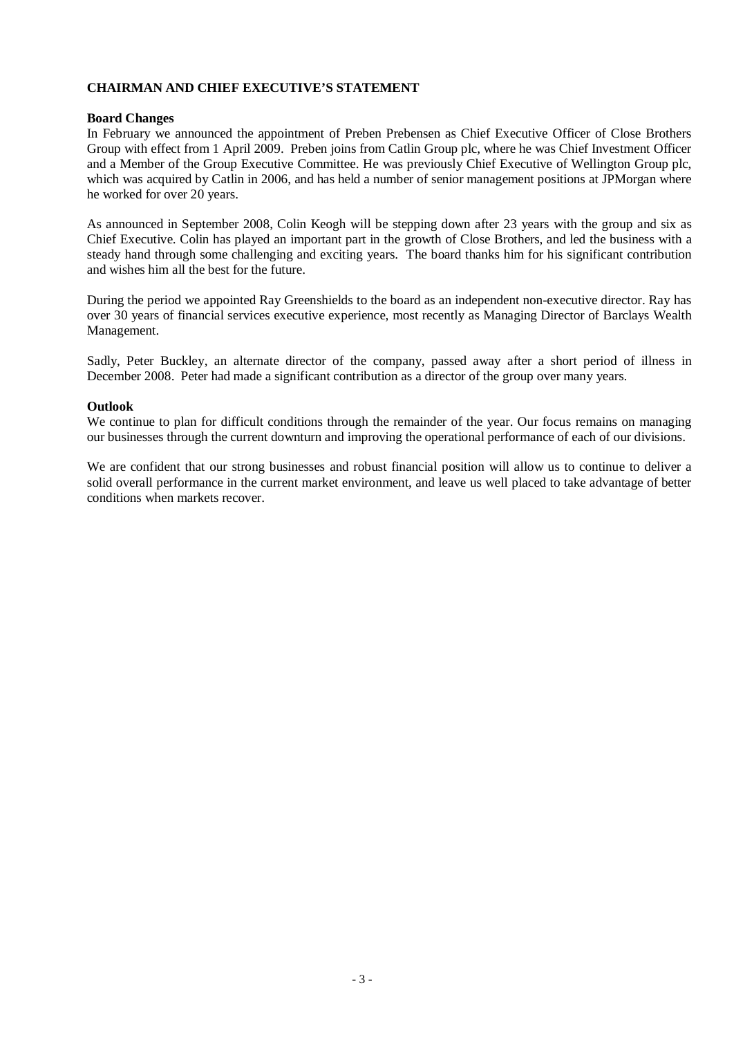## CHAIRMAN AND CHIEF EXECUTIVE'S STATEMENT

### Board Changes

In February we announced the appointment of Preben Prebensen as Chief Executive Officer of Close Brothers Group with effect from 1 April 2009. Preben joins from Catlin Group plc, where he was Chief Investment Officer and a Member of the Group Executive Committee. He was previously Chief Executive of Wellington Group plc, which was acquired by Catlin in 2006, and has held a number of senior management positions at JPMorgan where he worked for over 20 years.

As announced in September 2008, Colin Keogh will be stepping down after 23 years with the group and six as Chief Executive. Colin has played an important part in the growth of Close Brothers, and led the business with a steady hand through some challenging and exciting years. The board thanks him for his significant contribution and wishes him all the best for the future.

During the period we appointed Ray Greenshields to the board as an independent non-executive director. Ray has over 30 years of financial services executive experience, most recently as Managing Director of Barclays Wealth Management.

Sadly, Peter Buckley, an alternate director of the company, passed away after a short period of illness in December 2008. Peter had made a significant contribution as a director of the group over many years.

### Outlook

We continue to plan for difficult conditions through the remainder of the year. Our focus remains on managing our businesses through the current downturn and improving the operational performance of each of our divisions.

We are confident that our strong businesses and robust financial position will allow us to continue to deliver a solid overall performance in the current market environment, and leave us well placed to take advantage of better conditions when markets recover.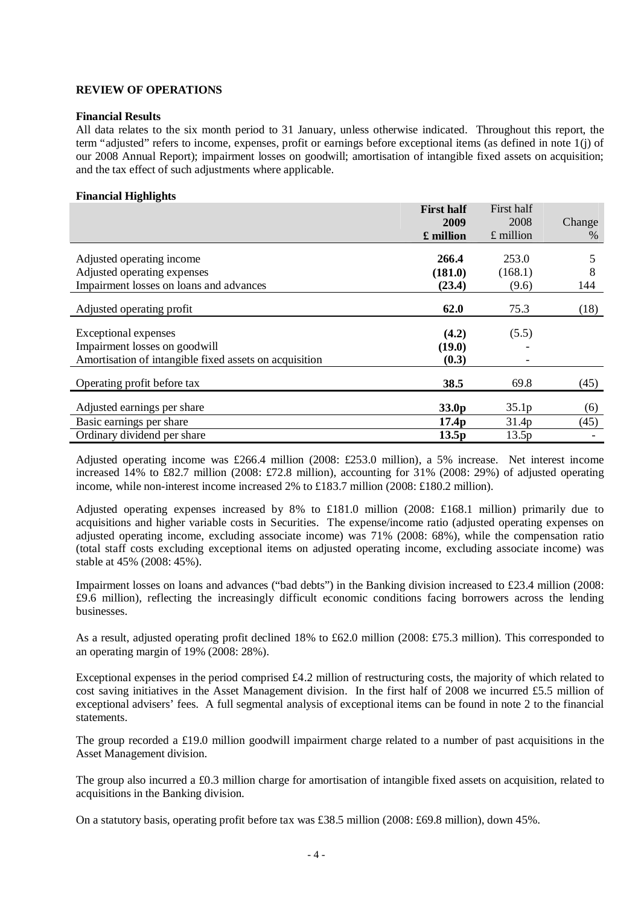**REVIEW OF OPERATIONS**

**Financial Results**

All data relates to the six month period to 31 January, unless otherwise indicated. Throughout this report, the term "adjusted" refers to income, expenses, profit or earnings before exceptional items (as defined in note 1(j) of our 2008 Annual Report); impairment losses on goodwill; amortisation of intangible fixed assets on acquisition; and the tax effect of such adjustments where applicable.

**Financial Highlights**

| | **First half 2009 £ million** | First half 2008 £ million | Change % |
|---|---|---|---|
| Adjusted operating income | **266.4** | 253.0 | 5 |
| Adjusted operating expenses | **(181.0)** | (168.1) | 8 |
| Impairment losses on loans and advances | **(23.4)** | (9.6) | 144 |
| Adjusted operating profit | **62.0** | 75.3 | (18) |
| Exceptional expenses | **(4.2)** | (5.5) | |
| Impairment losses on goodwill | **(19.0)** | - | |
| Amortisation of intangible fixed assets on acquisition | **(0.3)** | - | |
| Operating profit before tax | **38.5** | 69.8 | (45) |
| Adjusted earnings per share | **33.0p** | 35.1p | (6) |
| Basic earnings per share | **17.4p** | 31.4p | (45) |
| Ordinary dividend per share | **13.5p** | 13.5p | - |

Adjusted operating income was £266.4 million (2008: £253.0 million), a 5% increase. Net interest income increased 14% to £82.7 million (2008: £72.8 million), accounting for 31% (2008: 29%) of adjusted operating income, while non-interest income increased 2% to £183.7 million (2008: £180.2 million).

Adjusted operating expenses increased by 8% to £181.0 million (2008: £168.1 million) primarily due to acquisitions and higher variable costs in Securities. The expense/income ratio (adjusted operating expenses on adjusted operating income, excluding associate income) was 71% (2008: 68%), while the compensation ratio (total staff costs excluding exceptional items on adjusted operating income, excluding associate income) was stable at 45% (2008: 45%).

Impairment losses on loans and advances ("bad debts") in the Banking division increased to £23.4 million (2008: £9.6 million), reflecting the increasingly difficult economic conditions facing borrowers across the lending businesses.

As a result, adjusted operating profit declined 18% to £62.0 million (2008: £75.3 million). This corresponded to an operating margin of 19% (2008: 28%).

Exceptional expenses in the period comprised £4.2 million of restructuring costs, the majority of which related to cost saving initiatives in the Asset Management division. In the first half of 2008 we incurred £5.5 million of exceptional advisers' fees. A full segmental analysis of exceptional items can be found in note 2 to the financial statements.

The group recorded a £19.0 million goodwill impairment charge related to a number of past acquisitions in the Asset Management division.

The group also incurred a £0.3 million charge for amortisation of intangible fixed assets on acquisition, related to acquisitions in the Banking division.

On a statutory basis, operating profit before tax was £38.5 million (2008: £69.8 million), down 45%.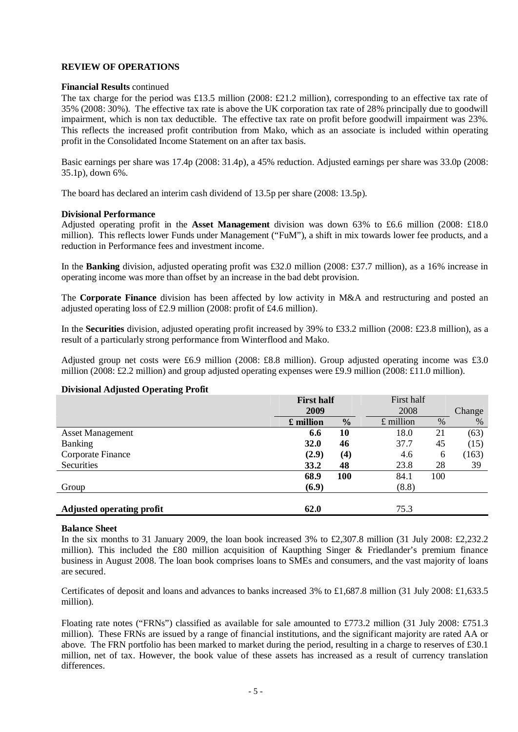## REVIEW OF OPERATIONS

**Financial Results** continued

The tax charge for the period was £13.5 million (2008: £21.2 million), corresponding to an effective tax rate of 35% (2008: 30%). The effective tax rate is above the UK corporation tax rate of 28% principally due to goodwill impairment, which is non tax deductible. The effective tax rate on profit before goodwill impairment was 23%. This reflects the increased profit contribution from Mako, which as an associate is included within operating profit in the Consolidated Income Statement on an after tax basis.

Basic earnings per share was 17.4p (2008: 31.4p), a 45% reduction. Adjusted earnings per share was 33.0p (2008: 35.1p), down 6%.

The board has declared an interim cash dividend of 13.5p per share (2008: 13.5p).

**Divisional Performance**

Adjusted operating profit in the **Asset Management** division was down 63% to £6.6 million (2008: £18.0 million). This reflects lower Funds under Management ("FuM"), a shift in mix towards lower fee products, and a reduction in Performance fees and investment income.

In the **Banking** division, adjusted operating profit was £32.0 million (2008: £37.7 million), as a 16% increase in operating income was more than offset by an increase in the bad debt provision.

The **Corporate Finance** division has been affected by low activity in M&A and restructuring and posted an adjusted operating loss of £2.9 million (2008: profit of £4.6 million).

In the **Securities** division, adjusted operating profit increased by 39% to £33.2 million (2008: £23.8 million), as a result of a particularly strong performance from Winterflood and Mako.

Adjusted group net costs were £6.9 million (2008: £8.8 million). Group adjusted operating income was £3.0 million (2008: £2.2 million) and group adjusted operating expenses were £9.9 million (2008: £11.0 million).

**Divisional Adjusted Operating Profit**

| | **First half 2009** | | First half 2008 | | Change |
|---|---|---|---|---|---|
| | **£ million** | **%** | £ million | % | % |
| Asset Management | **6.6** | **10** | 18.0 | 21 | (63) |
| Banking | **32.0** | **46** | 37.7 | 45 | (15) |
| Corporate Finance | **(2.9)** | **(4)** | 4.6 | 6 | (163) |
| Securities | **33.2** | **48** | 23.8 | 28 | 39 |
| | **68.9** | **100** | 84.1 | 100 | |
| Group | **(6.9)** | | (8.8) | | |
| **Adjusted operating profit** | **62.0** | | 75.3 | | |

**Balance Sheet**

In the six months to 31 January 2009, the loan book increased 3% to £2,307.8 million (31 July 2008: £2,232.2 million). This included the £80 million acquisition of Kaupthing Singer & Friedlander's premium finance business in August 2008. The loan book comprises loans to SMEs and consumers, and the vast majority of loans are secured.

Certificates of deposit and loans and advances to banks increased 3% to £1,687.8 million (31 July 2008: £1,633.5 million).

Floating rate notes ("FRNs") classified as available for sale amounted to £773.2 million (31 July 2008: £751.3 million). These FRNs are issued by a range of financial institutions, and the significant majority are rated AA or above. The FRN portfolio has been marked to market during the period, resulting in a charge to reserves of £30.1 million, net of tax. However, the book value of these assets has increased as a result of currency translation differences.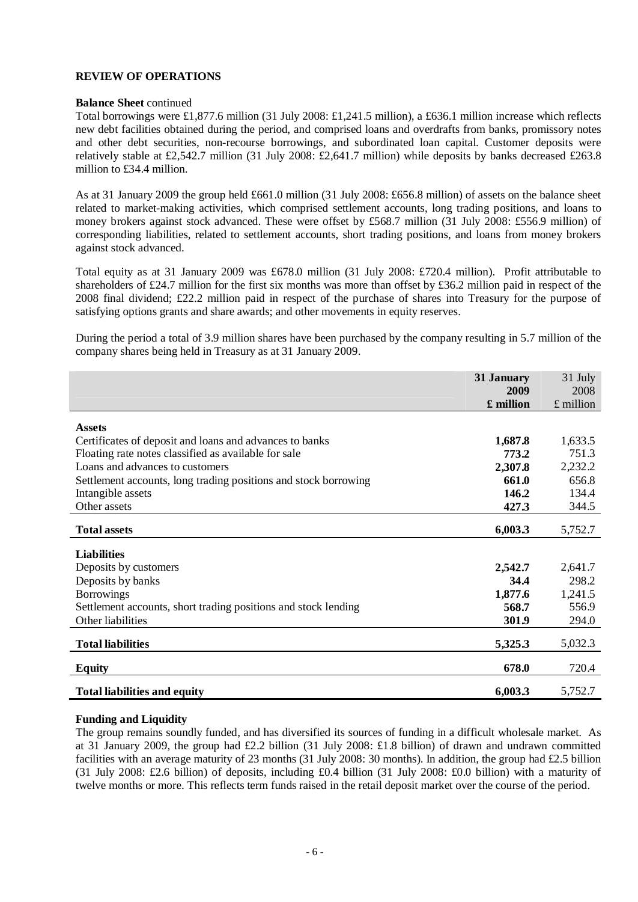**REVIEW OF OPERATIONS**

**Balance Sheet** continued

Total borrowings were £1,877.6 million (31 July 2008: £1,241.5 million), a £636.1 million increase which reflects new debt facilities obtained during the period, and comprised loans and overdrafts from banks, promissory notes and other debt securities, non-recourse borrowings, and subordinated loan capital. Customer deposits were relatively stable at £2,542.7 million (31 July 2008: £2,641.7 million) while deposits by banks decreased £263.8 million to £34.4 million.

As at 31 January 2009 the group held £661.0 million (31 July 2008: £656.8 million) of assets on the balance sheet related to market-making activities, which comprised settlement accounts, long trading positions, and loans to money brokers against stock advanced. These were offset by £568.7 million (31 July 2008: £556.9 million) of corresponding liabilities, related to settlement accounts, short trading positions, and loans from money brokers against stock advanced.

Total equity as at 31 January 2009 was £678.0 million (31 July 2008: £720.4 million). Profit attributable to shareholders of £24.7 million for the first six months was more than offset by £36.2 million paid in respect of the 2008 final dividend; £22.2 million paid in respect of the purchase of shares into Treasury for the purpose of satisfying options grants and share awards; and other movements in equity reserves.

During the period a total of 3.9 million shares have been purchased by the company resulting in 5.7 million of the company shares being held in Treasury as at 31 January 2009.

| | **31 January 2009 £ million** | 31 July 2008 £ million |
|---|---|---|
| **Assets** | | |
| Certificates of deposit and loans and advances to banks | **1,687.8** | 1,633.5 |
| Floating rate notes classified as available for sale | **773.2** | 751.3 |
| Loans and advances to customers | **2,307.8** | 2,232.2 |
| Settlement accounts, long trading positions and stock borrowing | **661.0** | 656.8 |
| Intangible assets | **146.2** | 134.4 |
| Other assets | **427.3** | 344.5 |
| **Total assets** | **6,003.3** | 5,752.7 |
| **Liabilities** | | |
| Deposits by customers | **2,542.7** | 2,641.7 |
| Deposits by banks | **34.4** | 298.2 |
| Borrowings | **1,877.6** | 1,241.5 |
| Settlement accounts, short trading positions and stock lending | **568.7** | 556.9 |
| Other liabilities | **301.9** | 294.0 |
| **Total liabilities** | **5,325.3** | 5,032.3 |
| **Equity** | **678.0** | 720.4 |
| **Total liabilities and equity** | **6,003.3** | 5,752.7 |

**Funding and Liquidity**

The group remains soundly funded, and has diversified its sources of funding in a difficult wholesale market. As at 31 January 2009, the group had £2.2 billion (31 July 2008: £1.8 billion) of drawn and undrawn committed facilities with an average maturity of 23 months (31 July 2008: 30 months). In addition, the group had £2.5 billion (31 July 2008: £2.6 billion) of deposits, including £0.4 billion (31 July 2008: £0.0 billion) with a maturity of twelve months or more. This reflects term funds raised in the retail deposit market over the course of the period.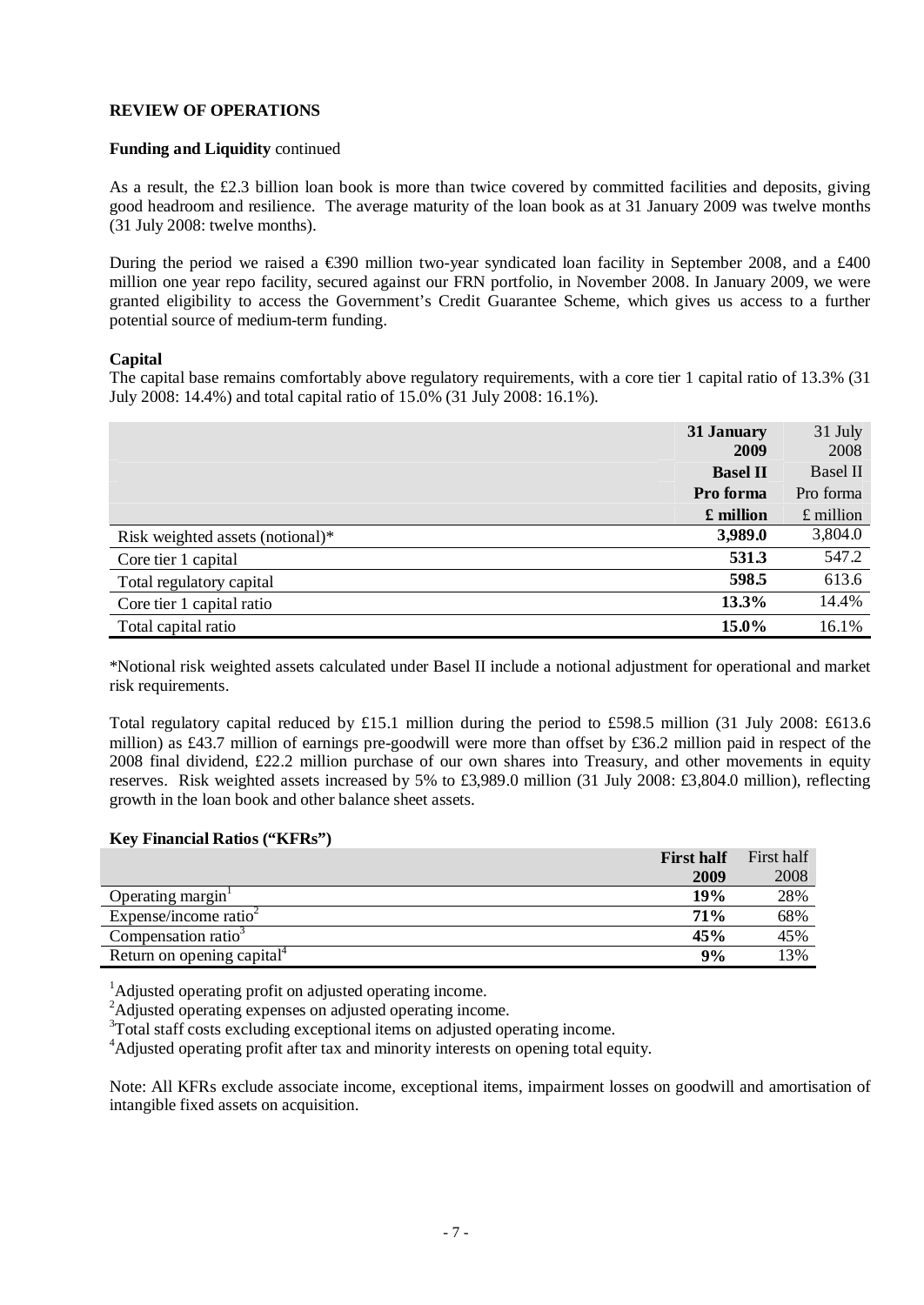**REVIEW OF OPERATIONS**

**Funding and Liquidity** continued

As a result, the £2.3 billion loan book is more than twice covered by committed facilities and deposits, giving good headroom and resilience. The average maturity of the loan book as at 31 January 2009 was twelve months (31 July 2008: twelve months).

During the period we raised a €390 million two-year syndicated loan facility in September 2008, and a £400 million one year repo facility, secured against our FRN portfolio, in November 2008. In January 2009, we were granted eligibility to access the Government's Credit Guarantee Scheme, which gives us access to a further potential source of medium-term funding.

**Capital**

The capital base remains comfortably above regulatory requirements, with a core tier 1 capital ratio of 13.3% (31 July 2008: 14.4%) and total capital ratio of 15.0% (31 July 2008: 16.1%).

| | **31 January 2009** | 31 July 2008 |
|---|---|---|
| | **Basel II** | Basel II |
| | **Pro forma** | Pro forma |
| | **£ million** | £ million |
| Risk weighted assets (notional)* | **3,989.0** | 3,804.0 |
| Core tier 1 capital | **531.3** | 547.2 |
| Total regulatory capital | **598.5** | 613.6 |
| Core tier 1 capital ratio | **13.3%** | 14.4% |
| Total capital ratio | **15.0%** | 16.1% |

*Notional risk weighted assets calculated under Basel II include a notional adjustment for operational and market risk requirements.

Total regulatory capital reduced by £15.1 million during the period to £598.5 million (31 July 2008: £613.6 million) as £43.7 million of earnings pre-goodwill were more than offset by £36.2 million paid in respect of the 2008 final dividend, £22.2 million purchase of our own shares into Treasury, and other movements in equity reserves. Risk weighted assets increased by 5% to £3,989.0 million (31 July 2008: £3,804.0 million), reflecting growth in the loan book and other balance sheet assets.

**Key Financial Ratios ("KFRs")**

| | **First half 2009** | First half 2008 |
|---|---|---|
| Operating margin[1] | **19%** | 28% |
| Expense/income ratio[2] | **71%** | 68% |
| Compensation ratio[3] | **45%** | 45% |
| Return on opening capital[4] | **9%** | 13% |

[1]Adjusted operating profit on adjusted operating income.
[2]Adjusted operating expenses on adjusted operating income.
[3]Total staff costs excluding exceptional items on adjusted operating income.
[4]Adjusted operating profit after tax and minority interests on opening total equity.

Note: All KFRs exclude associate income, exceptional items, impairment losses on goodwill and amortisation of intangible fixed assets on acquisition.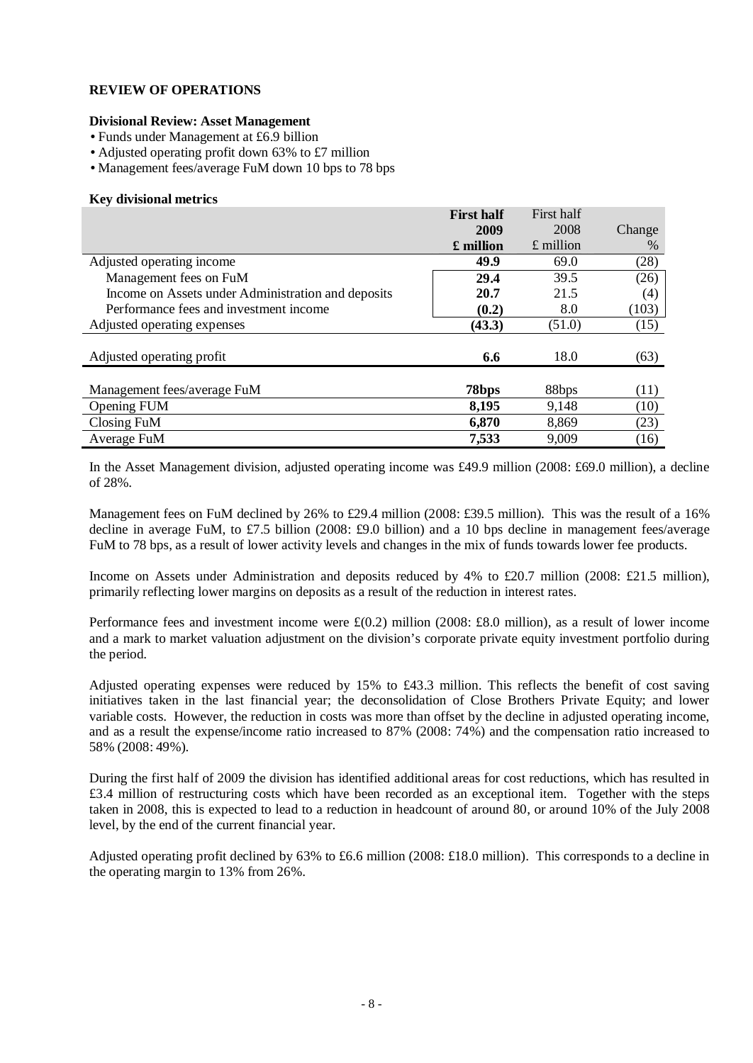**REVIEW OF OPERATIONS**

**Divisional Review: Asset Management**

- Funds under Management at £6.9 billion
- Adjusted operating profit down 63% to £7 million
- Management fees/average FuM down 10 bps to 78 bps

**Key divisional metrics**

| | **First half 2009 £ million** | First half 2008 £ million | Change % |
|---|---|---|---|
| Adjusted operating income | **49.9** | 69.0 | (28) |
| Management fees on FuM | **29.4** | 39.5 | (26) |
| Income on Assets under Administration and deposits | **20.7** | 21.5 | (4) |
| Performance fees and investment income | **(0.2)** | 8.0 | (103) |
| Adjusted operating expenses | **(43.3)** | (51.0) | (15) |
| Adjusted operating profit | **6.6** | 18.0 | (63) |
| Management fees/average FuM | **78bps** | 88bps | (11) |
| Opening FUM | **8,195** | 9,148 | (10) |
| Closing FuM | **6,870** | 8,869 | (23) |
| Average FuM | **7,533** | 9,009 | (16) |

In the Asset Management division, adjusted operating income was £49.9 million (2008: £69.0 million), a decline of 28%.

Management fees on FuM declined by 26% to £29.4 million (2008: £39.5 million). This was the result of a 16% decline in average FuM, to £7.5 billion (2008: £9.0 billion) and a 10 bps decline in management fees/average FuM to 78 bps, as a result of lower activity levels and changes in the mix of funds towards lower fee products.

Income on Assets under Administration and deposits reduced by 4% to £20.7 million (2008: £21.5 million), primarily reflecting lower margins on deposits as a result of the reduction in interest rates.

Performance fees and investment income were £(0.2) million (2008: £8.0 million), as a result of lower income and a mark to market valuation adjustment on the division's corporate private equity investment portfolio during the period.

Adjusted operating expenses were reduced by 15% to £43.3 million. This reflects the benefit of cost saving initiatives taken in the last financial year; the deconsolidation of Close Brothers Private Equity; and lower variable costs. However, the reduction in costs was more than offset by the decline in adjusted operating income, and as a result the expense/income ratio increased to 87% (2008: 74%) and the compensation ratio increased to 58% (2008: 49%).

During the first half of 2009 the division has identified additional areas for cost reductions, which has resulted in £3.4 million of restructuring costs which have been recorded as an exceptional item. Together with the steps taken in 2008, this is expected to lead to a reduction in headcount of around 80, or around 10% of the July 2008 level, by the end of the current financial year.

Adjusted operating profit declined by 63% to £6.6 million (2008: £18.0 million). This corresponds to a decline in the operating margin to 13% from 26%.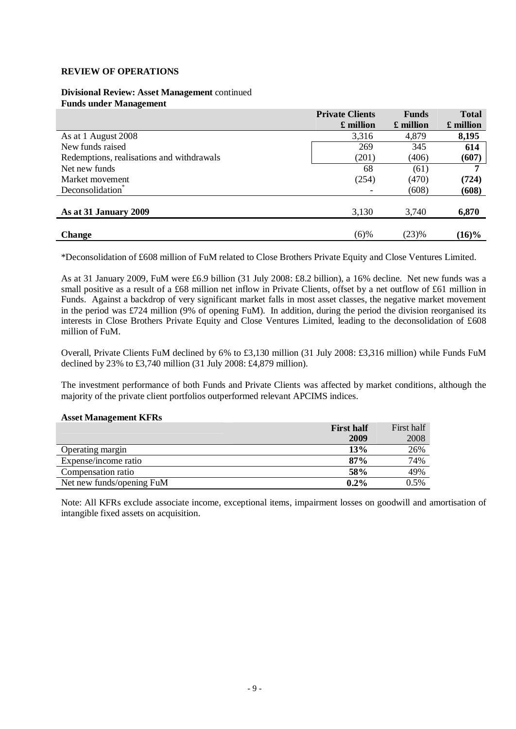## REVIEW OF OPERATIONS

**Divisional Review: Asset Management** continued

**Funds under Management**

| | **Private Clients £ million** | **Funds £ million** | **Total £ million** |
|---|---|---|---|
| As at 1 August 2008 | 3,316 | 4,879 | **8,195** |
| New funds raised | 269 | 345 | **614** |
| Redemptions, realisations and withdrawals | (201) | (406) | **(607)** |
| Net new funds | 68 | (61) | **7** |
| Market movement | (254) | (470) | **(724)** |
| Deconsolidation* | - | (608) | **(608)** |
| **As at 31 January 2009** | 3,130 | 3,740 | **6,870** |
| **Change** | (6)% | (23)% | **(16)%** |

*Deconsolidation of £608 million of FuM related to Close Brothers Private Equity and Close Ventures Limited.

As at 31 January 2009, FuM were £6.9 billion (31 July 2008: £8.2 billion), a 16% decline. Net new funds was a small positive as a result of a £68 million net inflow in Private Clients, offset by a net outflow of £61 million in Funds. Against a backdrop of very significant market falls in most asset classes, the negative market movement in the period was £724 million (9% of opening FuM). In addition, during the period the division reorganised its interests in Close Brothers Private Equity and Close Ventures Limited, leading to the deconsolidation of £608 million of FuM.

Overall, Private Clients FuM declined by 6% to £3,130 million (31 July 2008: £3,316 million) while Funds FuM declined by 23% to £3,740 million (31 July 2008: £4,879 million).

The investment performance of both Funds and Private Clients was affected by market conditions, although the majority of the private client portfolios outperformed relevant APCIMS indices.

**Asset Management KFRs**

| | **First half 2009** | First half 2008 |
|---|---|---|
| Operating margin | **13%** | 26% |
| Expense/income ratio | **87%** | 74% |
| Compensation ratio | **58%** | 49% |
| Net new funds/opening FuM | **0.2%** | 0.5% |

Note: All KFRs exclude associate income, exceptional items, impairment losses on goodwill and amortisation of intangible fixed assets on acquisition.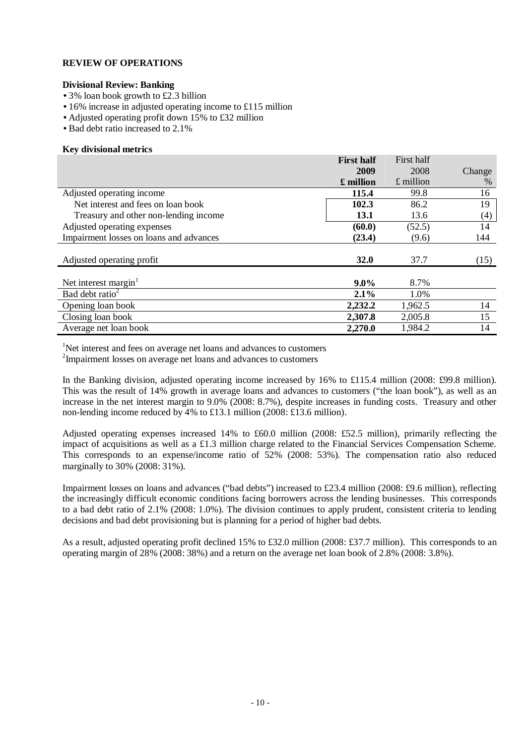**REVIEW OF OPERATIONS**

**Divisional Review: Banking**

- 3% loan book growth to £2.3 billion
- 16% increase in adjusted operating income to £115 million
- Adjusted operating profit down 15% to £32 million
- Bad debt ratio increased to 2.1%

**Key divisional metrics**

| | **First half 2009 £ million** | First half 2008 £ million | Change % |
|---|---|---|---|
| Adjusted operating income | **115.4** | 99.8 | 16 |
| Net interest and fees on loan book | **102.3** | 86.2 | 19 |
| Treasury and other non-lending income | **13.1** | 13.6 | (4) |
| Adjusted operating expenses | **(60.0)** | (52.5) | 14 |
| Impairment losses on loans and advances | **(23.4)** | (9.6) | 144 |
| Adjusted operating profit | **32.0** | 37.7 | (15) |
| Net interest margin[1] | **9.0%** | 8.7% | |
| Bad debt ratio[2] | **2.1%** | 1.0% | |
| Opening loan book | **2,232.2** | 1,962.5 | 14 |
| Closing loan book | **2,307.8** | 2,005.8 | 15 |
| Average net loan book | **2,270.0** | 1,984.2 | 14 |

[1]Net interest and fees on average net loans and advances to customers
[2]Impairment losses on average net loans and advances to customers

In the Banking division, adjusted operating income increased by 16% to £115.4 million (2008: £99.8 million). This was the result of 14% growth in average loans and advances to customers ("the loan book"), as well as an increase in the net interest margin to 9.0% (2008: 8.7%), despite increases in funding costs. Treasury and other non-lending income reduced by 4% to £13.1 million (2008: £13.6 million).

Adjusted operating expenses increased 14% to £60.0 million (2008: £52.5 million), primarily reflecting the impact of acquisitions as well as a £1.3 million charge related to the Financial Services Compensation Scheme. This corresponds to an expense/income ratio of 52% (2008: 53%). The compensation ratio also reduced marginally to 30% (2008: 31%).

Impairment losses on loans and advances ("bad debts") increased to £23.4 million (2008: £9.6 million), reflecting the increasingly difficult economic conditions facing borrowers across the lending businesses. This corresponds to a bad debt ratio of 2.1% (2008: 1.0%). The division continues to apply prudent, consistent criteria to lending decisions and bad debt provisioning but is planning for a period of higher bad debts.

As a result, adjusted operating profit declined 15% to £32.0 million (2008: £37.7 million). This corresponds to an operating margin of 28% (2008: 38%) and a return on the average net loan book of 2.8% (2008: 3.8%).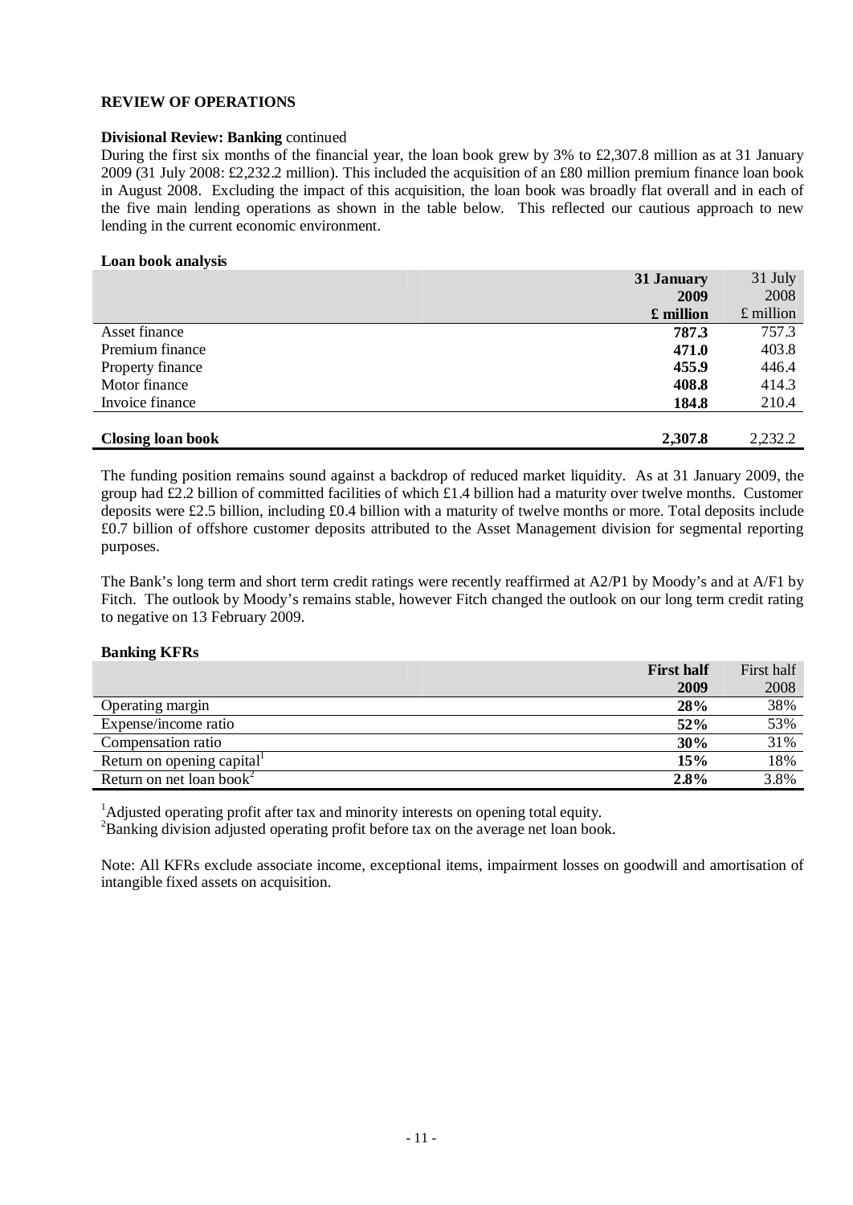## REVIEW OF OPERATIONS

**Divisional Review: Banking** continued

During the first six months of the financial year, the loan book grew by 3% to £2,307.8 million as at 31 January 2009 (31 July 2008: £2,232.2 million). This included the acquisition of an £80 million premium finance loan book in August 2008. Excluding the impact of this acquisition, the loan book was broadly flat overall and in each of the five main lending operations as shown in the table below. This reflected our cautious approach to new lending in the current economic environment.

**Loan book analysis**

| | **31 January 2009 £ million** | 31 July 2008 £ million |
|---|---|---|
| Asset finance | **787.3** | 757.3 |
| Premium finance | **471.0** | 403.8 |
| Property finance | **455.9** | 446.4 |
| Motor finance | **408.8** | 414.3 |
| Invoice finance | **184.8** | 210.4 |
| **Closing loan book** | **2,307.8** | 2,232.2 |

The funding position remains sound against a backdrop of reduced market liquidity. As at 31 January 2009, the group had £2.2 billion of committed facilities of which £1.4 billion had a maturity over twelve months. Customer deposits were £2.5 billion, including £0.4 billion with a maturity of twelve months or more. Total deposits include £0.7 billion of offshore customer deposits attributed to the Asset Management division for segmental reporting purposes.

The Bank's long term and short term credit ratings were recently reaffirmed at A2/P1 by Moody's and at A/F1 by Fitch. The outlook by Moody's remains stable, however Fitch changed the outlook on our long term credit rating to negative on 13 February 2009.

**Banking KFRs**

| | **First half 2009** | First half 2008 |
|---|---|---|
| Operating margin | **28%** | 38% |
| Expense/income ratio | **52%** | 53% |
| Compensation ratio | **30%** | 31% |
| Return on opening capital[1] | **15%** | 18% |
| Return on net loan book[2] | **2.8%** | 3.8% |

[1]Adjusted operating profit after tax and minority interests on opening total equity.
[2]Banking division adjusted operating profit before tax on the average net loan book.

Note: All KFRs exclude associate income, exceptional items, impairment losses on goodwill and amortisation of intangible fixed assets on acquisition.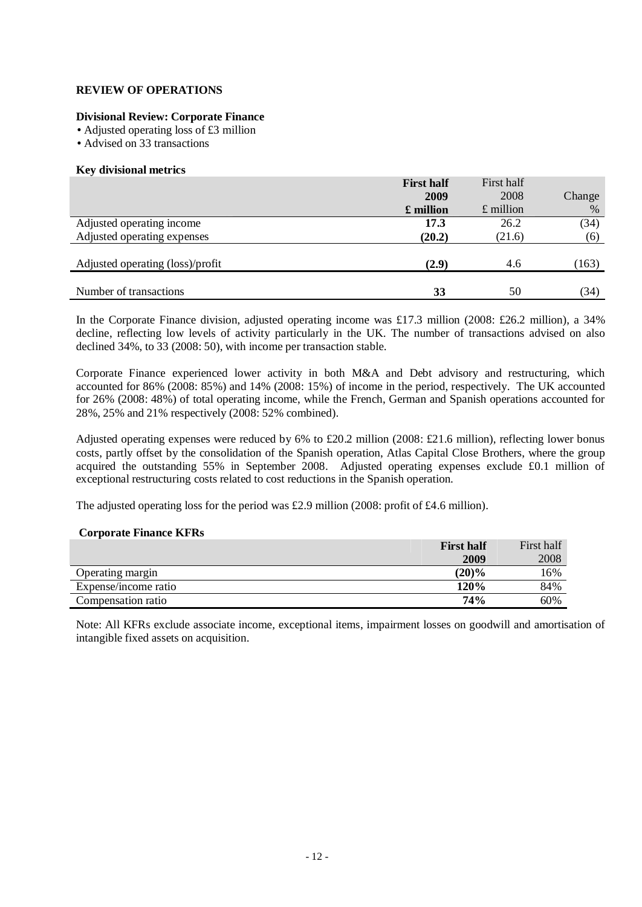## REVIEW OF OPERATIONS

### Divisional Review: Corporate Finance

- Adjusted operating loss of £3 million
- Advised on 33 transactions

**Key divisional metrics**

| | **First half 2009 £ million** | First half 2008 £ million | Change % |
|---|---|---|---|
| Adjusted operating income | **17.3** | 26.2 | (34) |
| Adjusted operating expenses | **(20.2)** | (21.6) | (6) |
| Adjusted operating (loss)/profit | **(2.9)** | 4.6 | (163) |
| Number of transactions | **33** | 50 | (34) |

In the Corporate Finance division, adjusted operating income was £17.3 million (2008: £26.2 million), a 34% decline, reflecting low levels of activity particularly in the UK. The number of transactions advised on also declined 34%, to 33 (2008: 50), with income per transaction stable.

Corporate Finance experienced lower activity in both M&A and Debt advisory and restructuring, which accounted for 86% (2008: 85%) and 14% (2008: 15%) of income in the period, respectively. The UK accounted for 26% (2008: 48%) of total operating income, while the French, German and Spanish operations accounted for 28%, 25% and 21% respectively (2008: 52% combined).

Adjusted operating expenses were reduced by 6% to £20.2 million (2008: £21.6 million), reflecting lower bonus costs, partly offset by the consolidation of the Spanish operation, Atlas Capital Close Brothers, where the group acquired the outstanding 55% in September 2008. Adjusted operating expenses exclude £0.1 million of exceptional restructuring costs related to cost reductions in the Spanish operation.

The adjusted operating loss for the period was £2.9 million (2008: profit of £4.6 million).

**Corporate Finance KFRs**

| | **First half 2009** | First half 2008 |
|---|---|---|
| Operating margin | **(20)%** | 16% |
| Expense/income ratio | **120%** | 84% |
| Compensation ratio | **74%** | 60% |

Note: All KFRs exclude associate income, exceptional items, impairment losses on goodwill and amortisation of intangible fixed assets on acquisition.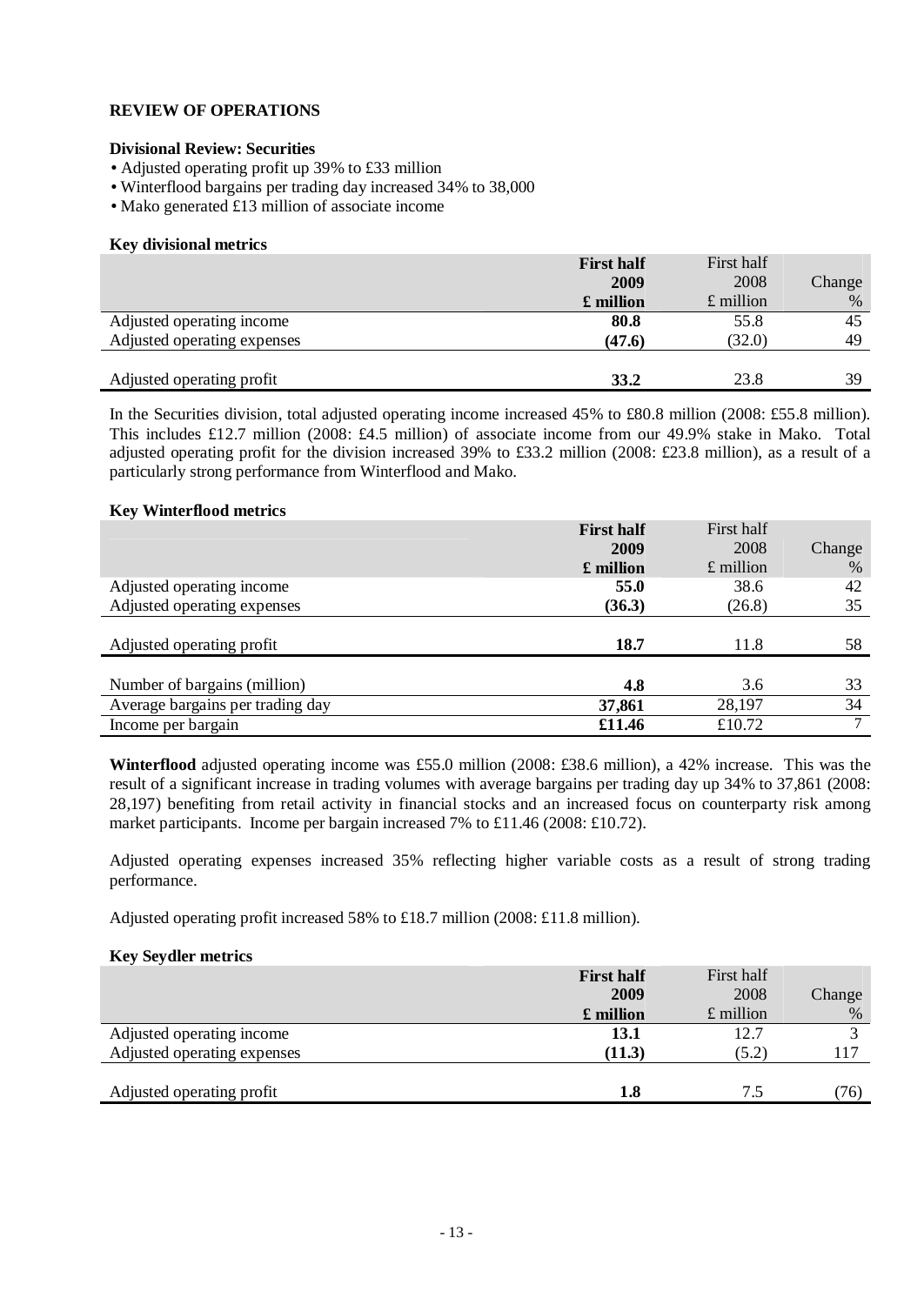## REVIEW OF OPERATIONS

### Divisional Review: Securities

- Adjusted operating profit up 39% to £33 million
- Winterflood bargains per trading day increased 34% to 38,000
- Mako generated £13 million of associate income

### Key divisional metrics

| | **First half 2009 £ million** | First half 2008 £ million | Change % |
|---|---|---|---|
| Adjusted operating income | **80.8** | 55.8 | 45 |
| Adjusted operating expenses | **(47.6)** | (32.0) | 49 |
| Adjusted operating profit | **33.2** | 23.8 | 39 |

In the Securities division, total adjusted operating income increased 45% to £80.8 million (2008: £55.8 million). This includes £12.7 million (2008: £4.5 million) of associate income from our 49.9% stake in Mako. Total adjusted operating profit for the division increased 39% to £33.2 million (2008: £23.8 million), as a result of a particularly strong performance from Winterflood and Mako.

### Key Winterflood metrics

| | **First half 2009 £ million** | First half 2008 £ million | Change % |
|---|---|---|---|
| Adjusted operating income | **55.0** | 38.6 | 42 |
| Adjusted operating expenses | **(36.3)** | (26.8) | 35 |
| Adjusted operating profit | **18.7** | 11.8 | 58 |
| Number of bargains (million) | **4.8** | 3.6 | 33 |
| Average bargains per trading day | **37,861** | 28,197 | 34 |
| Income per bargain | **£11.46** | £10.72 | 7 |

**Winterflood** adjusted operating income was £55.0 million (2008: £38.6 million), a 42% increase. This was the result of a significant increase in trading volumes with average bargains per trading day up 34% to 37,861 (2008: 28,197) benefiting from retail activity in financial stocks and an increased focus on counterparty risk among market participants. Income per bargain increased 7% to £11.46 (2008: £10.72).

Adjusted operating expenses increased 35% reflecting higher variable costs as a result of strong trading performance.

Adjusted operating profit increased 58% to £18.7 million (2008: £11.8 million).

### Key Seydler metrics

| | **First half 2009 £ million** | First half 2008 £ million | Change % |
|---|---|---|---|
| Adjusted operating income | **13.1** | 12.7 | 3 |
| Adjusted operating expenses | **(11.3)** | (5.2) | 117 |
| Adjusted operating profit | **1.8** | 7.5 | (76) |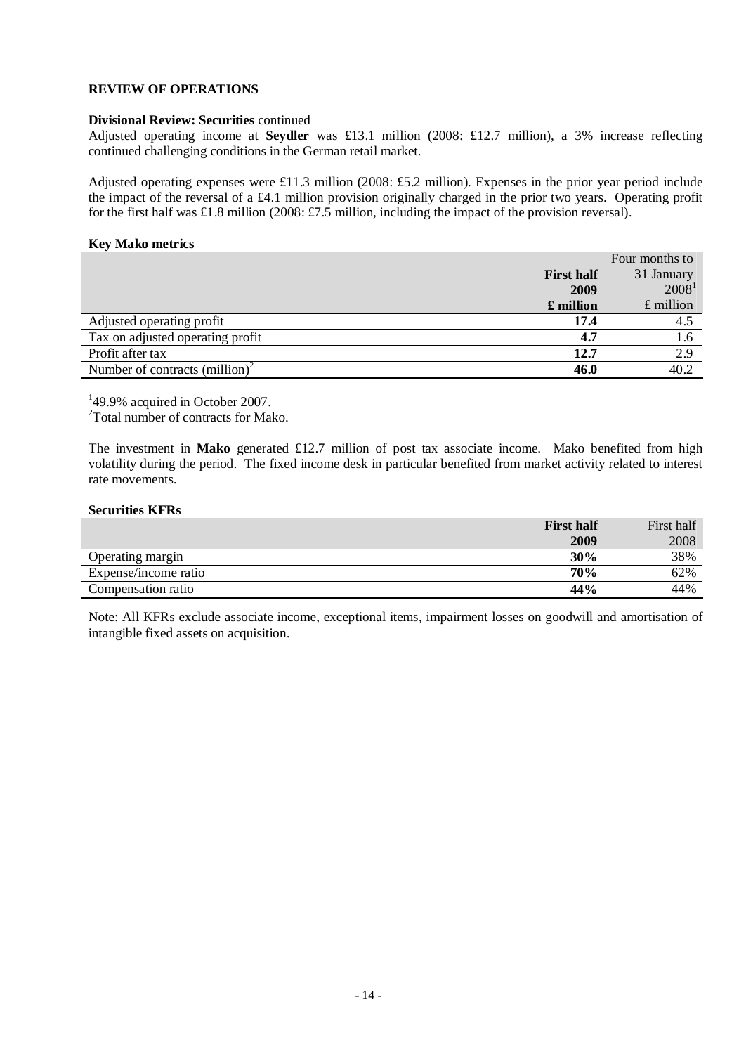**REVIEW OF OPERATIONS**

**Divisional Review: Securities** continued

Adjusted operating income at **Seydler** was £13.1 million (2008: £12.7 million), a 3% increase reflecting continued challenging conditions in the German retail market.

Adjusted operating expenses were £11.3 million (2008: £5.2 million). Expenses in the prior year period include the impact of the reversal of a £4.1 million provision originally charged in the prior two years. Operating profit for the first half was £1.8 million (2008: £7.5 million, including the impact of the provision reversal).

**Key Mako metrics**

| | **First half 2009 £ million** | Four months to 31 January 2008[1] £ million |
|---|---|---|
| Adjusted operating profit | **17.4** | 4.5 |
| Tax on adjusted operating profit | **4.7** | 1.6 |
| Profit after tax | **12.7** | 2.9 |
| Number of contracts (million)[2] | **46.0** | 40.2 |

[1]49.9% acquired in October 2007.
[2]Total number of contracts for Mako.

The investment in **Mako** generated £12.7 million of post tax associate income. Mako benefited from high volatility during the period. The fixed income desk in particular benefited from market activity related to interest rate movements.

**Securities KFRs**

| | **First half 2009** | First half 2008 |
|---|---|---|
| Operating margin | **30%** | 38% |
| Expense/income ratio | **70%** | 62% |
| Compensation ratio | **44%** | 44% |

Note: All KFRs exclude associate income, exceptional items, impairment losses on goodwill and amortisation of intangible fixed assets on acquisition.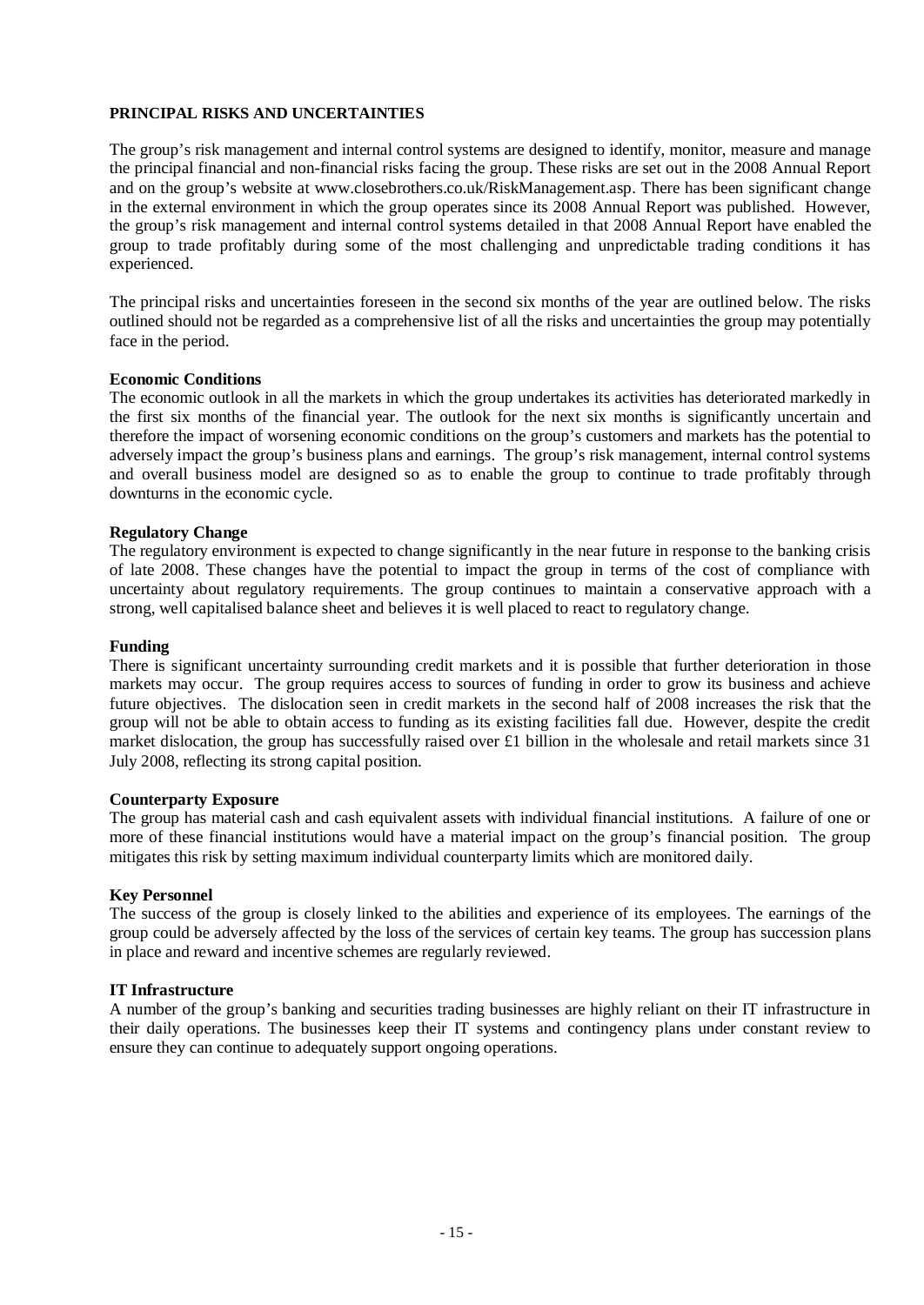## PRINCIPAL RISKS AND UNCERTAINTIES

The group's risk management and internal control systems are designed to identify, monitor, measure and manage the principal financial and non-financial risks facing the group. These risks are set out in the 2008 Annual Report and on the group's website at www.closebrothers.co.uk/RiskManagement.asp. There has been significant change in the external environment in which the group operates since its 2008 Annual Report was published. However, the group's risk management and internal control systems detailed in that 2008 Annual Report have enabled the group to trade profitably during some of the most challenging and unpredictable trading conditions it has experienced.

The principal risks and uncertainties foreseen in the second six months of the year are outlined below. The risks outlined should not be regarded as a comprehensive list of all the risks and uncertainties the group may potentially face in the period.

### Economic Conditions

The economic outlook in all the markets in which the group undertakes its activities has deteriorated markedly in the first six months of the financial year. The outlook for the next six months is significantly uncertain and therefore the impact of worsening economic conditions on the group's customers and markets has the potential to adversely impact the group's business plans and earnings. The group's risk management, internal control systems and overall business model are designed so as to enable the group to continue to trade profitably through downturns in the economic cycle.

### Regulatory Change

The regulatory environment is expected to change significantly in the near future in response to the banking crisis of late 2008. These changes have the potential to impact the group in terms of the cost of compliance with uncertainty about regulatory requirements. The group continues to maintain a conservative approach with a strong, well capitalised balance sheet and believes it is well placed to react to regulatory change.

### Funding

There is significant uncertainty surrounding credit markets and it is possible that further deterioration in those markets may occur. The group requires access to sources of funding in order to grow its business and achieve future objectives. The dislocation seen in credit markets in the second half of 2008 increases the risk that the group will not be able to obtain access to funding as its existing facilities fall due. However, despite the credit market dislocation, the group has successfully raised over £1 billion in the wholesale and retail markets since 31 July 2008, reflecting its strong capital position.

### Counterparty Exposure

The group has material cash and cash equivalent assets with individual financial institutions. A failure of one or more of these financial institutions would have a material impact on the group's financial position. The group mitigates this risk by setting maximum individual counterparty limits which are monitored daily.

### Key Personnel

The success of the group is closely linked to the abilities and experience of its employees. The earnings of the group could be adversely affected by the loss of the services of certain key teams. The group has succession plans in place and reward and incentive schemes are regularly reviewed.

### IT Infrastructure

A number of the group's banking and securities trading businesses are highly reliant on their IT infrastructure in their daily operations. The businesses keep their IT systems and contingency plans under constant review to ensure they can continue to adequately support ongoing operations.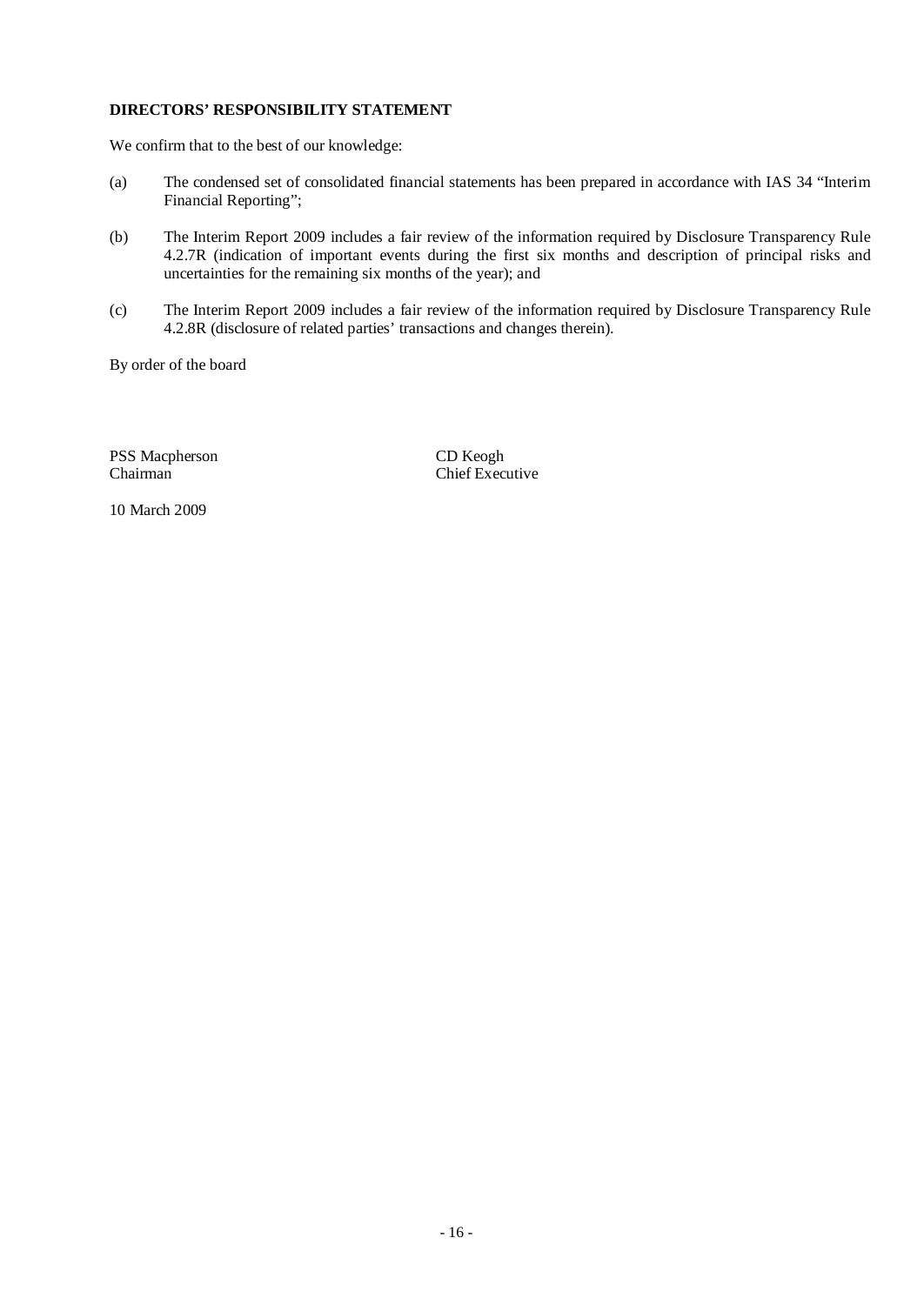**DIRECTORS' RESPONSIBILITY STATEMENT**

We confirm that to the best of our knowledge:

(a) The condensed set of consolidated financial statements has been prepared in accordance with IAS 34 "Interim Financial Reporting";

(b) The Interim Report 2009 includes a fair review of the information required by Disclosure Transparency Rule 4.2.7R (indication of important events during the first six months and description of principal risks and uncertainties for the remaining six months of the year); and

(c) The Interim Report 2009 includes a fair review of the information required by Disclosure Transparency Rule 4.2.8R (disclosure of related parties' transactions and changes therein).

By order of the board

PSS Macpherson
Chairman

CD Keogh
Chief Executive

10 March 2009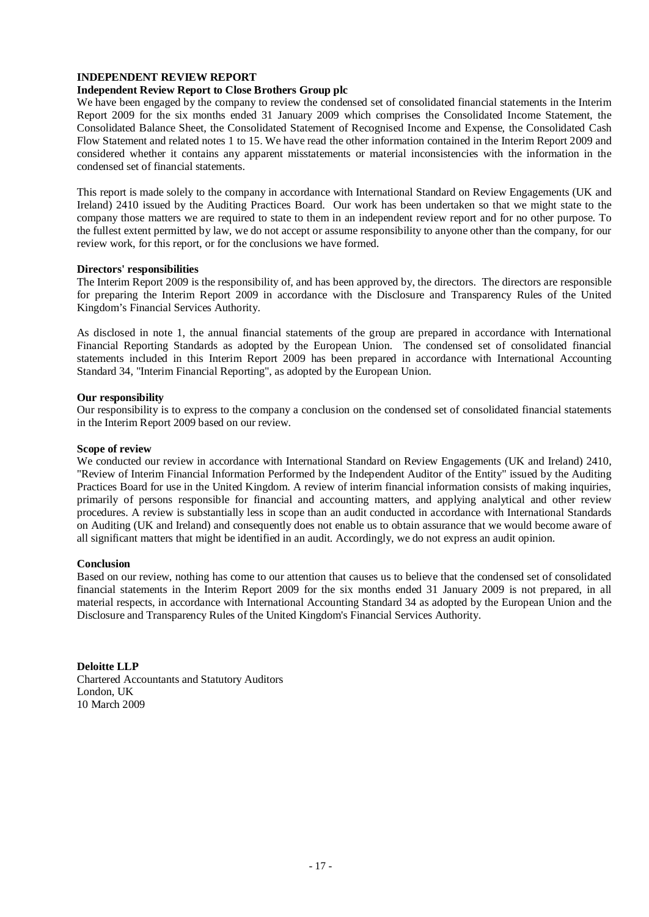## INDEPENDENT REVIEW REPORT

### Independent Review Report to Close Brothers Group plc

We have been engaged by the company to review the condensed set of consolidated financial statements in the Interim Report 2009 for the six months ended 31 January 2009 which comprises the Consolidated Income Statement, the Consolidated Balance Sheet, the Consolidated Statement of Recognised Income and Expense, the Consolidated Cash Flow Statement and related notes 1 to 15. We have read the other information contained in the Interim Report 2009 and considered whether it contains any apparent misstatements or material inconsistencies with the information in the condensed set of financial statements.

This report is made solely to the company in accordance with International Standard on Review Engagements (UK and Ireland) 2410 issued by the Auditing Practices Board. Our work has been undertaken so that we might state to the company those matters we are required to state to them in an independent review report and for no other purpose. To the fullest extent permitted by law, we do not accept or assume responsibility to anyone other than the company, for our review work, for this report, or for the conclusions we have formed.

**Directors' responsibilities**

The Interim Report 2009 is the responsibility of, and has been approved by, the directors. The directors are responsible for preparing the Interim Report 2009 in accordance with the Disclosure and Transparency Rules of the United Kingdom's Financial Services Authority.

As disclosed in note 1, the annual financial statements of the group are prepared in accordance with International Financial Reporting Standards as adopted by the European Union. The condensed set of consolidated financial statements included in this Interim Report 2009 has been prepared in accordance with International Accounting Standard 34, "Interim Financial Reporting", as adopted by the European Union.

**Our responsibility**

Our responsibility is to express to the company a conclusion on the condensed set of consolidated financial statements in the Interim Report 2009 based on our review.

**Scope of review**

We conducted our review in accordance with International Standard on Review Engagements (UK and Ireland) 2410, "Review of Interim Financial Information Performed by the Independent Auditor of the Entity" issued by the Auditing Practices Board for use in the United Kingdom. A review of interim financial information consists of making inquiries, primarily of persons responsible for financial and accounting matters, and applying analytical and other review procedures. A review is substantially less in scope than an audit conducted in accordance with International Standards on Auditing (UK and Ireland) and consequently does not enable us to obtain assurance that we would become aware of all significant matters that might be identified in an audit. Accordingly, we do not express an audit opinion.

**Conclusion**

Based on our review, nothing has come to our attention that causes us to believe that the condensed set of consolidated financial statements in the Interim Report 2009 for the six months ended 31 January 2009 is not prepared, in all material respects, in accordance with International Accounting Standard 34 as adopted by the European Union and the Disclosure and Transparency Rules of the United Kingdom's Financial Services Authority.

**Deloitte LLP**
Chartered Accountants and Statutory Auditors
London, UK
10 March 2009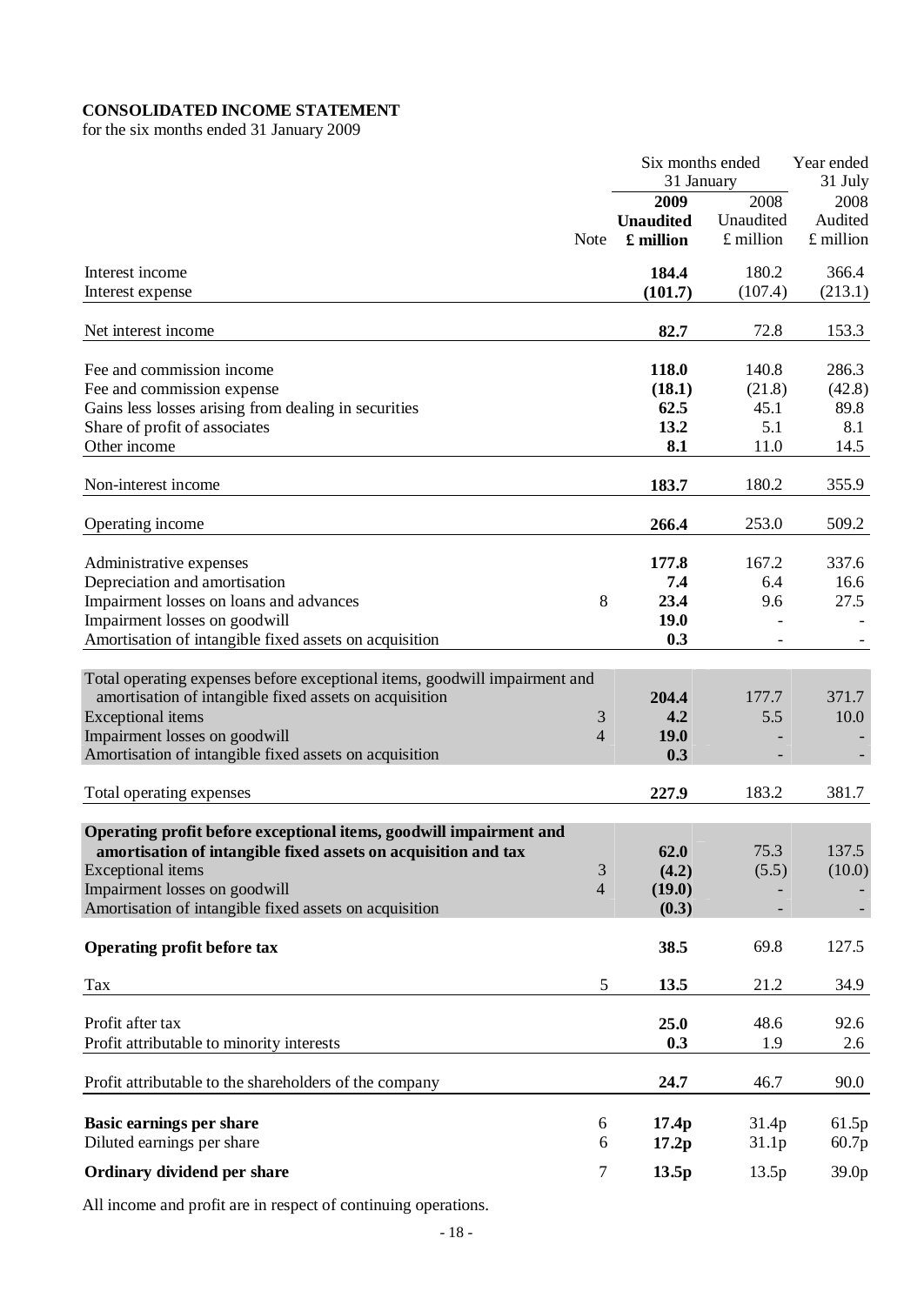**CONSOLIDATED INCOME STATEMENT**

for the six months ended 31 January 2009

| | Note | Six months ended 31 January 2009 Unaudited £ million | Six months ended 31 January 2008 Unaudited £ million | Year ended 31 July 2008 Audited £ million |
|---|---|---|---|---|
| Interest income | | **184.4** | 180.2 | 366.4 |
| Interest expense | | **(101.7)** | (107.4) | (213.1) |
| Net interest income | | **82.7** | 72.8 | 153.3 |
| Fee and commission income | | **118.0** | 140.8 | 286.3 |
| Fee and commission expense | | **(18.1)** | (21.8) | (42.8) |
| Gains less losses arising from dealing in securities | | **62.5** | 45.1 | 89.8 |
| Share of profit of associates | | **13.2** | 5.1 | 8.1 |
| Other income | | **8.1** | 11.0 | 14.5 |
| Non-interest income | | **183.7** | 180.2 | 355.9 |
| Operating income | | **266.4** | 253.0 | 509.2 |
| Administrative expenses | | **177.8** | 167.2 | 337.6 |
| Depreciation and amortisation | | **7.4** | 6.4 | 16.6 |
| Impairment losses on loans and advances | 8 | **23.4** | 9.6 | 27.5 |
| Impairment losses on goodwill | | **19.0** | - | - |
| Amortisation of intangible fixed assets on acquisition | | **0.3** | - | - |
| Total operating expenses before exceptional items, goodwill impairment and amortisation of intangible fixed assets on acquisition | | **204.4** | 177.7 | 371.7 |
| Exceptional items | 3 | **4.2** | 5.5 | 10.0 |
| Impairment losses on goodwill | 4 | **19.0** | - | - |
| Amortisation of intangible fixed assets on acquisition | | **0.3** | - | - |
| Total operating expenses | | **227.9** | 183.2 | 381.7 |
| **Operating profit before exceptional items, goodwill impairment and amortisation of intangible fixed assets on acquisition and tax** | | **62.0** | 75.3 | 137.5 |
| Exceptional items | 3 | **(4.2)** | (5.5) | (10.0) |
| Impairment losses on goodwill | 4 | **(19.0)** | - | - |
| Amortisation of intangible fixed assets on acquisition | | **(0.3)** | - | - |
| **Operating profit before tax** | | **38.5** | 69.8 | 127.5 |
| Tax | 5 | **13.5** | 21.2 | 34.9 |
| Profit after tax | | **25.0** | 48.6 | 92.6 |
| Profit attributable to minority interests | | **0.3** | 1.9 | 2.6 |
| Profit attributable to the shareholders of the company | | **24.7** | 46.7 | 90.0 |
| **Basic earnings per share** | 6 | **17.4p** | 31.4p | 61.5p |
| Diluted earnings per share | 6 | **17.2p** | 31.1p | 60.7p |
| **Ordinary dividend per share** | 7 | **13.5p** | 13.5p | 39.0p |

All income and profit are in respect of continuing operations.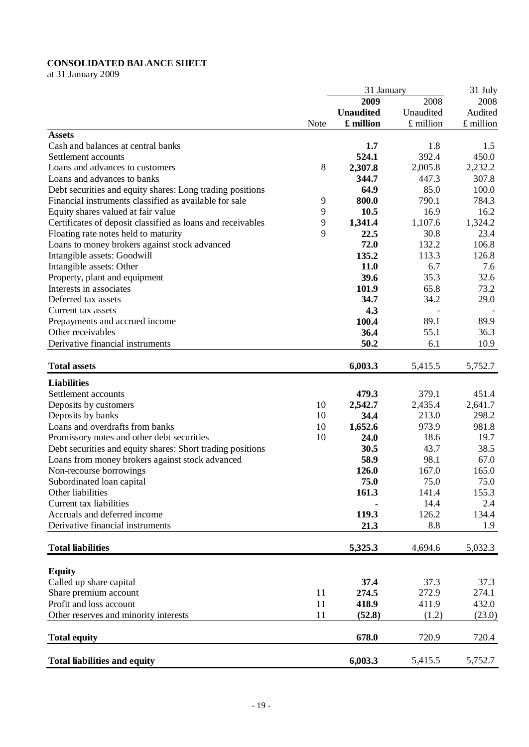**CONSOLIDATED BALANCE SHEET**
at 31 January 2009

| | Note | 31 January 2009 Unaudited £ million | 31 January 2008 Unaudited £ million | 31 July 2008 Audited £ million |
|---|---|---|---|---|
| **Assets** | | | | |
| Cash and balances at central banks | | **1.7** | 1.8 | 1.5 |
| Settlement accounts | | **524.1** | 392.4 | 450.0 |
| Loans and advances to customers | 8 | **2,307.8** | 2,005.8 | 2,232.2 |
| Loans and advances to banks | | **344.7** | 447.3 | 307.8 |
| Debt securities and equity shares: Long trading positions | | **64.9** | 85.0 | 100.0 |
| Financial instruments classified as available for sale | 9 | **800.0** | 790.1 | 784.3 |
| Equity shares valued at fair value | 9 | **10.5** | 16.9 | 16.2 |
| Certificates of deposit classified as loans and receivables | 9 | **1,341.4** | 1,107.6 | 1,324.2 |
| Floating rate notes held to maturity | 9 | **22.5** | 30.8 | 23.4 |
| Loans to money brokers against stock advanced | | **72.0** | 132.2 | 106.8 |
| Intangible assets: Goodwill | | **135.2** | 113.3 | 126.8 |
| Intangible assets: Other | | **11.0** | 6.7 | 7.6 |
| Property, plant and equipment | | **39.6** | 35.3 | 32.6 |
| Interests in associates | | **101.9** | 65.8 | 73.2 |
| Deferred tax assets | | **34.7** | 34.2 | 29.0 |
| Current tax assets | | **4.3** | - | - |
| Prepayments and accrued income | | **100.4** | 89.1 | 89.9 |
| Other receivables | | **36.4** | 55.1 | 36.3 |
| Derivative financial instruments | | **50.2** | 6.1 | 10.9 |
| **Total assets** | | **6,003.3** | 5,415.5 | 5,752.7 |
| **Liabilities** | | | | |
| Settlement accounts | | **479.3** | 379.1 | 451.4 |
| Deposits by customers | 10 | **2,542.7** | 2,435.4 | 2,641.7 |
| Deposits by banks | 10 | **34.4** | 213.0 | 298.2 |
| Loans and overdrafts from banks | 10 | **1,652.6** | 973.9 | 981.8 |
| Promissory notes and other debt securities | 10 | **24.0** | 18.6 | 19.7 |
| Debt securities and equity shares: Short trading positions | | **30.5** | 43.7 | 38.5 |
| Loans from money brokers against stock advanced | | **58.9** | 98.1 | 67.0 |
| Non-recourse borrowings | | **126.0** | 167.0 | 165.0 |
| Subordinated loan capital | | **75.0** | 75.0 | 75.0 |
| Other liabilities | | **161.3** | 141.4 | 155.3 |
| Current tax liabilities | | **-** | 14.4 | 2.4 |
| Accruals and deferred income | | **119.3** | 126.2 | 134.4 |
| Derivative financial instruments | | **21.3** | 8.8 | 1.9 |
| **Total liabilities** | | **5,325.3** | 4,694.6 | 5,032.3 |
| **Equity** | | | | |
| Called up share capital | | **37.4** | 37.3 | 37.3 |
| Share premium account | 11 | **274.5** | 272.9 | 274.1 |
| Profit and loss account | 11 | **418.9** | 411.9 | 432.0 |
| Other reserves and minority interests | 11 | **(52.8)** | (1.2) | (23.0) |
| **Total equity** | | **678.0** | 720.9 | 720.4 |
| **Total liabilities and equity** | | **6,003.3** | 5,415.5 | 5,752.7 |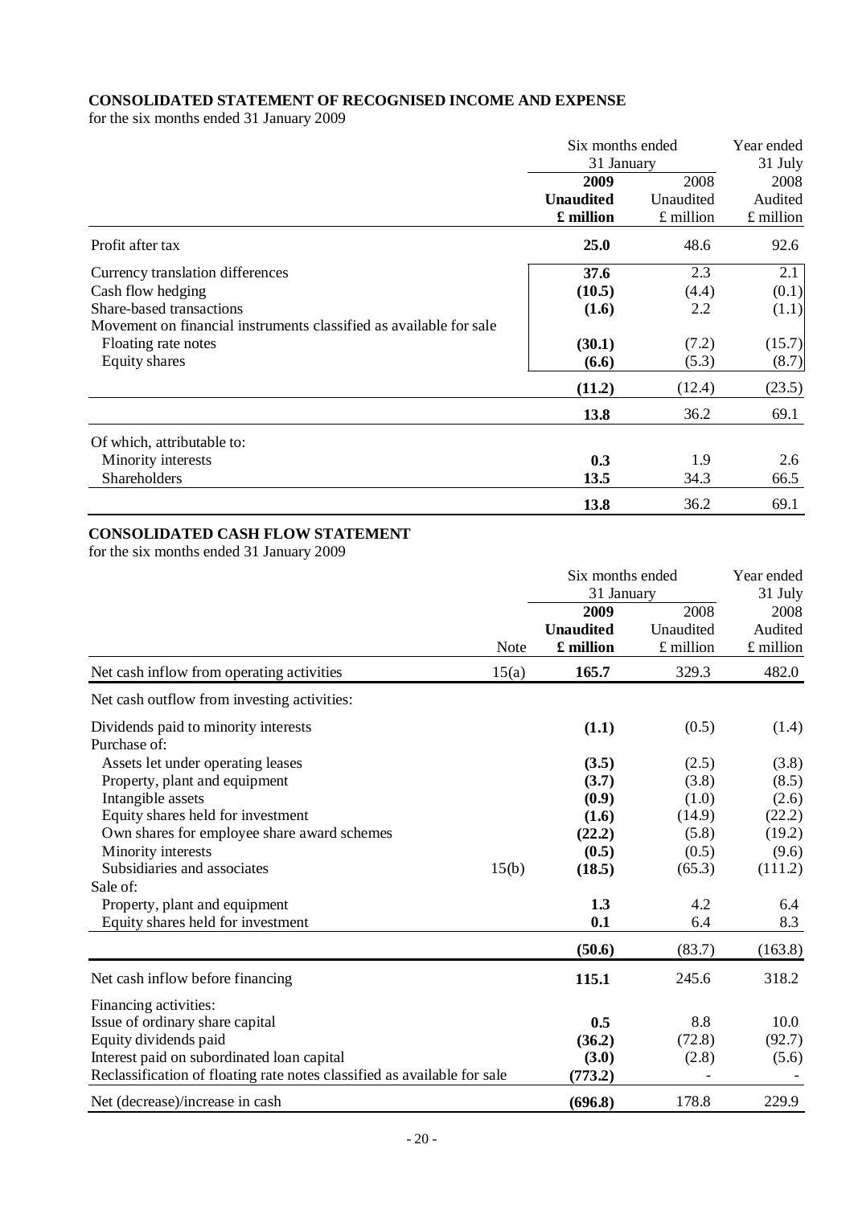## CONSOLIDATED STATEMENT OF RECOGNISED INCOME AND EXPENSE

for the six months ended 31 January 2009

| | Six months ended 31 January | | Year ended 31 July |
|---|---|---|---|
| | **2009** | 2008 | 2008 |
| | **Unaudited** | Unaudited | Audited |
| | **£ million** | £ million | £ million |
| Profit after tax | **25.0** | 48.6 | 92.6 |
| Currency translation differences | **37.6** | 2.3 | 2.1 |
| Cash flow hedging | **(10.5)** | (4.4) | (0.1) |
| Share-based transactions | **(1.6)** | 2.2 | (1.1) |
| Movement on financial instruments classified as available for sale | | | |
| Floating rate notes | **(30.1)** | (7.2) | (15.7) |
| Equity shares | **(6.6)** | (5.3) | (8.7) |
| | **(11.2)** | (12.4) | (23.5) |
| | **13.8** | 36.2 | 69.1 |
| Of which, attributable to: | | | |
| Minority interests | **0.3** | 1.9 | 2.6 |
| Shareholders | **13.5** | 34.3 | 66.5 |
| | **13.8** | 36.2 | 69.1 |

## CONSOLIDATED CASH FLOW STATEMENT

for the six months ended 31 January 2009

| | | Six months ended 31 January | | Year ended 31 July |
|---|---|---|---|---|
| | | **2009** | 2008 | 2008 |
| | | **Unaudited** | Unaudited | Audited |
| | Note | **£ million** | £ million | £ million |
| Net cash inflow from operating activities | 15(a) | **165.7** | 329.3 | 482.0 |
| Net cash outflow from investing activities: | | | | |
| Dividends paid to minority interests | | **(1.1)** | (0.5) | (1.4) |
| Purchase of: | | | | |
| Assets let under operating leases | | **(3.5)** | (2.5) | (3.8) |
| Property, plant and equipment | | **(3.7)** | (3.8) | (8.5) |
| Intangible assets | | **(0.9)** | (1.0) | (2.6) |
| Equity shares held for investment | | **(1.6)** | (14.9) | (22.2) |
| Own shares for employee share award schemes | | **(22.2)** | (5.8) | (19.2) |
| Minority interests | | **(0.5)** | (0.5) | (9.6) |
| Subsidiaries and associates | 15(b) | **(18.5)** | (65.3) | (111.2) |
| Sale of: | | | | |
| Property, plant and equipment | | **1.3** | 4.2 | 6.4 |
| Equity shares held for investment | | **0.1** | 6.4 | 8.3 |
| | | **(50.6)** | (83.7) | (163.8) |
| Net cash inflow before financing | | **115.1** | 245.6 | 318.2 |
| Financing activities: | | | | |
| Issue of ordinary share capital | | **0.5** | 8.8 | 10.0 |
| Equity dividends paid | | **(36.2)** | (72.8) | (92.7) |
| Interest paid on subordinated loan capital | | **(3.0)** | (2.8) | (5.6) |
| Reclassification of floating rate notes classified as available for sale | | **(773.2)** | - | - |
| Net (decrease)/increase in cash | | **(696.8)** | 178.8 | 229.9 |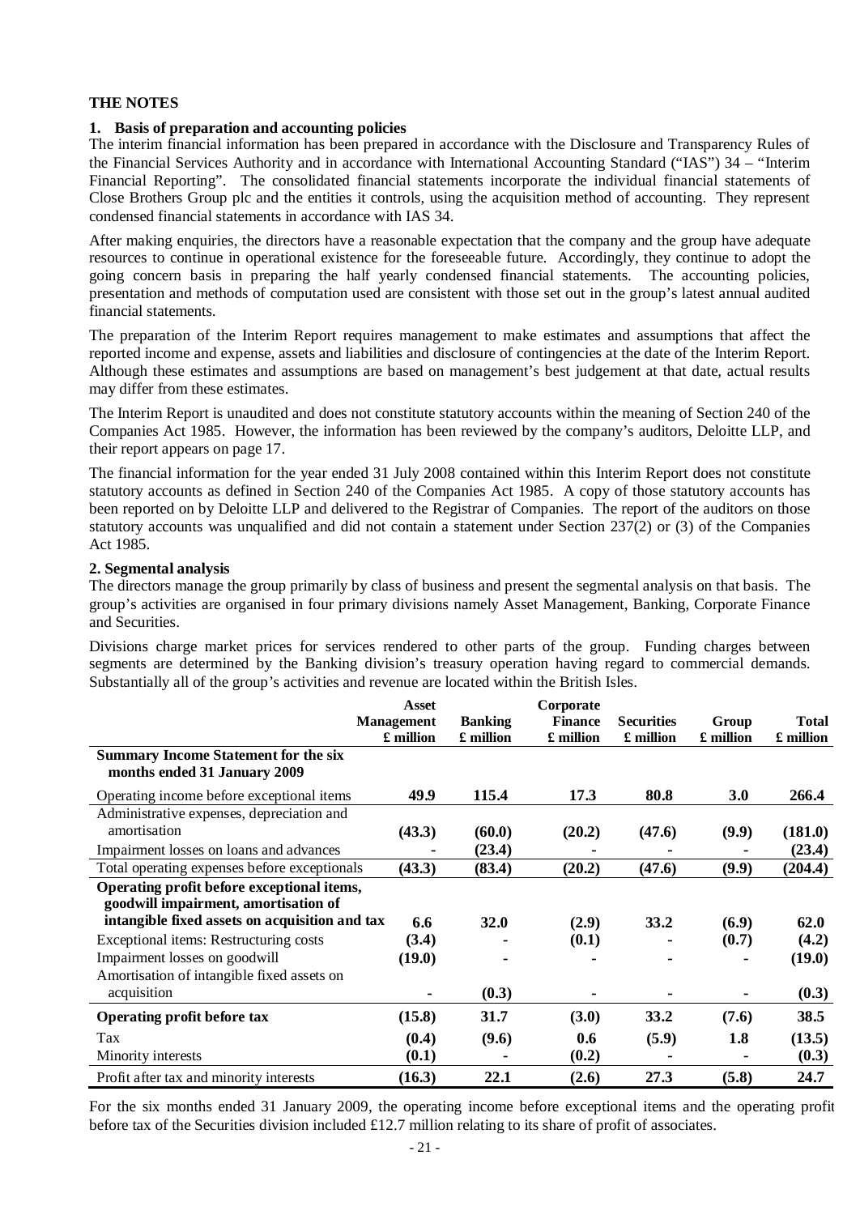## THE NOTES

### 1. Basis of preparation and accounting policies

The interim financial information has been prepared in accordance with the Disclosure and Transparency Rules of the Financial Services Authority and in accordance with International Accounting Standard ("IAS") 34 – "Interim Financial Reporting". The consolidated financial statements incorporate the individual financial statements of Close Brothers Group plc and the entities it controls, using the acquisition method of accounting. They represent condensed financial statements in accordance with IAS 34.

After making enquiries, the directors have a reasonable expectation that the company and the group have adequate resources to continue in operational existence for the foreseeable future. Accordingly, they continue to adopt the going concern basis in preparing the half yearly condensed financial statements. The accounting policies, presentation and methods of computation used are consistent with those set out in the group's latest annual audited financial statements.

The preparation of the Interim Report requires management to make estimates and assumptions that affect the reported income and expense, assets and liabilities and disclosure of contingencies at the date of the Interim Report. Although these estimates and assumptions are based on management's best judgement at that date, actual results may differ from these estimates.

The Interim Report is unaudited and does not constitute statutory accounts within the meaning of Section 240 of the Companies Act 1985. However, the information has been reviewed by the company's auditors, Deloitte LLP, and their report appears on page 17.

The financial information for the year ended 31 July 2008 contained within this Interim Report does not constitute statutory accounts as defined in Section 240 of the Companies Act 1985. A copy of those statutory accounts has been reported on by Deloitte LLP and delivered to the Registrar of Companies. The report of the auditors on those statutory accounts was unqualified and did not contain a statement under Section 237(2) or (3) of the Companies Act 1985.

### 2. Segmental analysis

The directors manage the group primarily by class of business and present the segmental analysis on that basis. The group's activities are organised in four primary divisions namely Asset Management, Banking, Corporate Finance and Securities.

Divisions charge market prices for services rendered to other parts of the group. Funding charges between segments are determined by the Banking division's treasury operation having regard to commercial demands. Substantially all of the group's activities and revenue are located within the British Isles.

| | Asset Management £ million | Banking £ million | Corporate Finance £ million | Securities £ million | Group £ million | Total £ million |
|---|---|---|---|---|---|---|
| **Summary Income Statement for the six months ended 31 January 2009** | | | | | | |
| Operating income before exceptional items | **49.9** | **115.4** | **17.3** | **80.8** | **3.0** | **266.4** |
| Administrative expenses, depreciation and amortisation | **(43.3)** | **(60.0)** | **(20.2)** | **(47.6)** | **(9.9)** | **(181.0)** |
| Impairment losses on loans and advances | **-** | **(23.4)** | **-** | **-** | **-** | **(23.4)** |
| Total operating expenses before exceptionals | **(43.3)** | **(83.4)** | **(20.2)** | **(47.6)** | **(9.9)** | **(204.4)** |
| **Operating profit before exceptional items, goodwill impairment, amortisation of intangible fixed assets on acquisition and tax** | **6.6** | **32.0** | **(2.9)** | **33.2** | **(6.9)** | **62.0** |
| Exceptional items: Restructuring costs | **(3.4)** | **-** | **(0.1)** | **-** | **(0.7)** | **(4.2)** |
| Impairment losses on goodwill | **(19.0)** | **-** | **-** | **-** | **-** | **(19.0)** |
| Amortisation of intangible fixed assets on acquisition | **-** | **(0.3)** | **-** | **-** | **-** | **(0.3)** |
| **Operating profit before tax** | **(15.8)** | **31.7** | **(3.0)** | **33.2** | **(7.6)** | **38.5** |
| Tax | **(0.4)** | **(9.6)** | **0.6** | **(5.9)** | **1.8** | **(13.5)** |
| Minority interests | **(0.1)** | **-** | **(0.2)** | **-** | **-** | **(0.3)** |
| Profit after tax and minority interests | **(16.3)** | **22.1** | **(2.6)** | **27.3** | **(5.8)** | **24.7** |

For the six months ended 31 January 2009, the operating income before exceptional items and the operating profit before tax of the Securities division included £12.7 million relating to its share of profit of associates.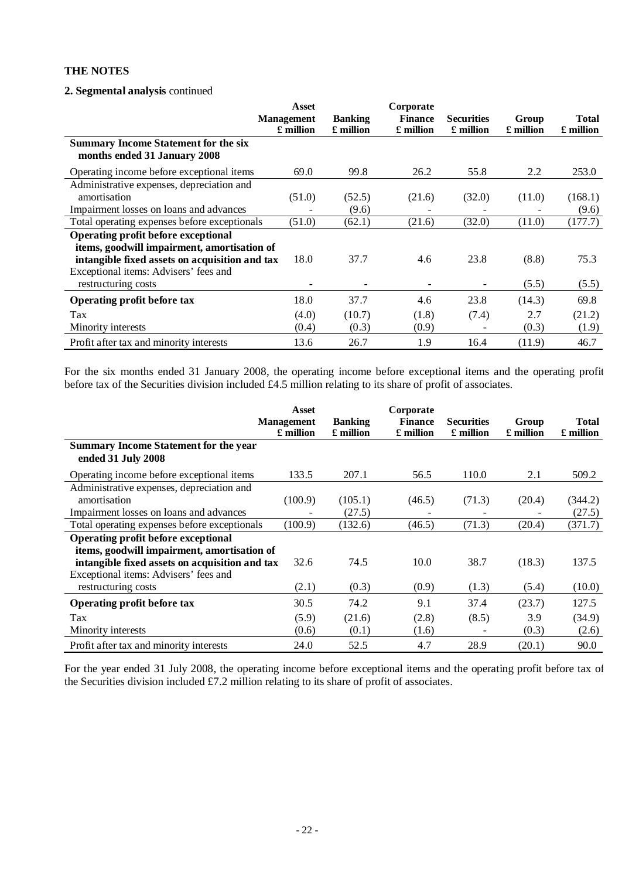**THE NOTES**

**2. Segmental analysis** continued

| | Asset Management £ million | Banking £ million | Corporate Finance £ million | Securities £ million | Group £ million | Total £ million |
|---|---|---|---|---|---|---|
| **Summary Income Statement for the six months ended 31 January 2008** | | | | | | |
| Operating income before exceptional items | 69.0 | 99.8 | 26.2 | 55.8 | 2.2 | 253.0 |
| Administrative expenses, depreciation and amortisation | (51.0) | (52.5) | (21.6) | (32.0) | (11.0) | (168.1) |
| Impairment losses on loans and advances | - | (9.6) | - | - | - | (9.6) |
| Total operating expenses before exceptionals | (51.0) | (62.1) | (21.6) | (32.0) | (11.0) | (177.7) |
| **Operating profit before exceptional items, goodwill impairment, amortisation of intangible fixed assets on acquisition and tax** | 18.0 | 37.7 | 4.6 | 23.8 | (8.8) | 75.3 |
| Exceptional items: Advisers' fees and restructuring costs | - | - | - | - | (5.5) | (5.5) |
| **Operating profit before tax** | 18.0 | 37.7 | 4.6 | 23.8 | (14.3) | 69.8 |
| Tax | (4.0) | (10.7) | (1.8) | (7.4) | 2.7 | (21.2) |
| Minority interests | (0.4) | (0.3) | (0.9) | - | (0.3) | (1.9) |
| Profit after tax and minority interests | 13.6 | 26.7 | 1.9 | 16.4 | (11.9) | 46.7 |

For the six months ended 31 January 2008, the operating income before exceptional items and the operating profit before tax of the Securities division included £4.5 million relating to its share of profit of associates.

| | Asset Management £ million | Banking £ million | Corporate Finance £ million | Securities £ million | Group £ million | Total £ million |
|---|---|---|---|---|---|---|
| **Summary Income Statement for the year ended 31 July 2008** | | | | | | |
| Operating income before exceptional items | 133.5 | 207.1 | 56.5 | 110.0 | 2.1 | 509.2 |
| Administrative expenses, depreciation and amortisation | (100.9) | (105.1) | (46.5) | (71.3) | (20.4) | (344.2) |
| Impairment losses on loans and advances | - | (27.5) | - | - | - | (27.5) |
| Total operating expenses before exceptionals | (100.9) | (132.6) | (46.5) | (71.3) | (20.4) | (371.7) |
| **Operating profit before exceptional items, goodwill impairment, amortisation of intangible fixed assets on acquisition and tax** | 32.6 | 74.5 | 10.0 | 38.7 | (18.3) | 137.5 |
| Exceptional items: Advisers' fees and restructuring costs | (2.1) | (0.3) | (0.9) | (1.3) | (5.4) | (10.0) |
| **Operating profit before tax** | 30.5 | 74.2 | 9.1 | 37.4 | (23.7) | 127.5 |
| Tax | (5.9) | (21.6) | (2.8) | (8.5) | 3.9 | (34.9) |
| Minority interests | (0.6) | (0.1) | (1.6) | - | (0.3) | (2.6) |
| Profit after tax and minority interests | 24.0 | 52.5 | 4.7 | 28.9 | (20.1) | 90.0 |

For the year ended 31 July 2008, the operating income before exceptional items and the operating profit before tax of the Securities division included £7.2 million relating to its share of profit of associates.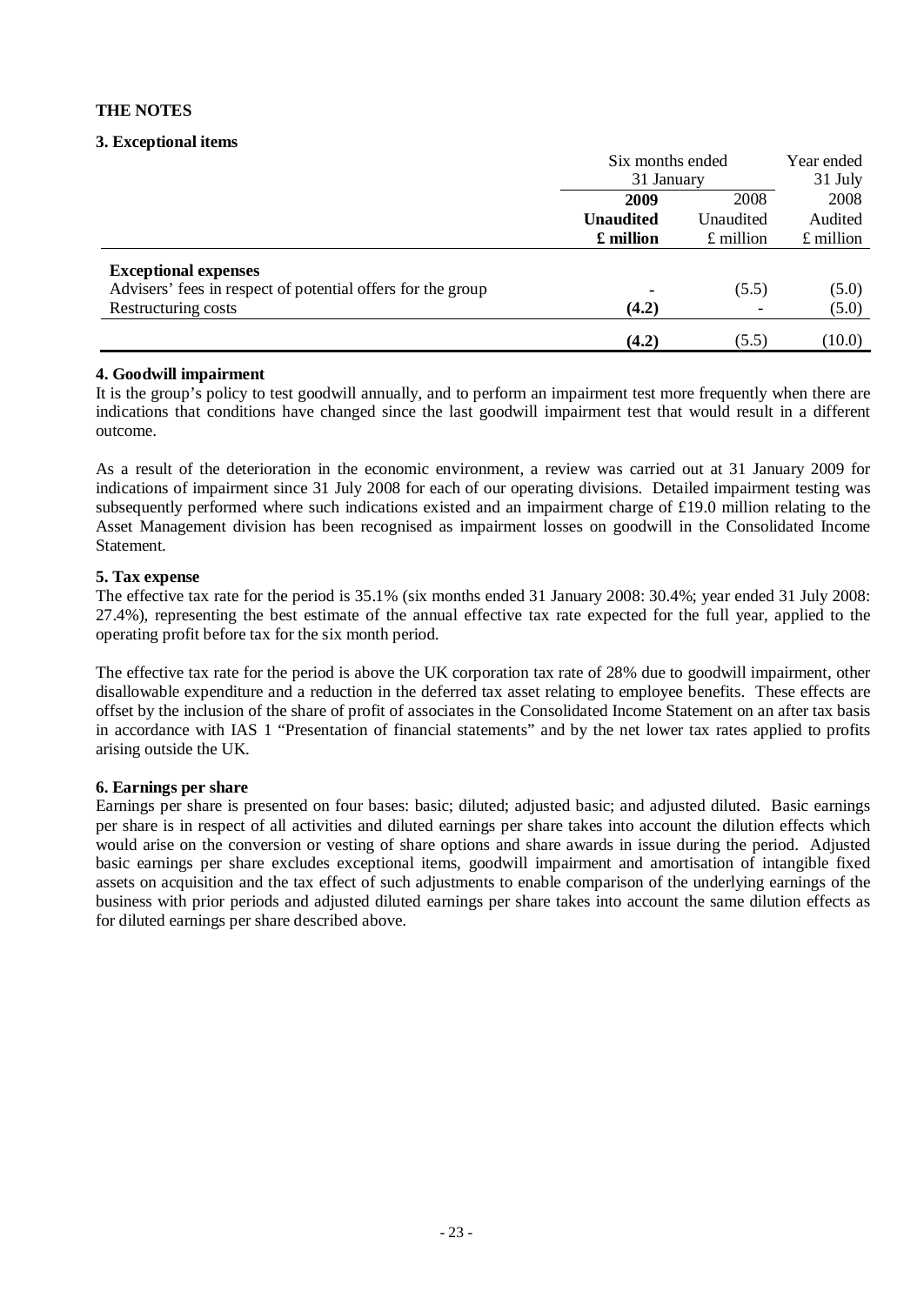**THE NOTES**

**3. Exceptional items**

| | Six months ended 31 January | | Year ended 31 July |
|---|---|---|---|
| | **2009** | 2008 | 2008 |
| | **Unaudited** | Unaudited | Audited |
| | **£ million** | £ million | £ million |
| **Exceptional expenses** | | | |
| Advisers' fees in respect of potential offers for the group | **-** | (5.5) | (5.0) |
| Restructuring costs | **(4.2)** | - | (5.0) |
| | **(4.2)** | (5.5) | (10.0) |

**4. Goodwill impairment**

It is the group's policy to test goodwill annually, and to perform an impairment test more frequently when there are indications that conditions have changed since the last goodwill impairment test that would result in a different outcome.

As a result of the deterioration in the economic environment, a review was carried out at 31 January 2009 for indications of impairment since 31 July 2008 for each of our operating divisions. Detailed impairment testing was subsequently performed where such indications existed and an impairment charge of £19.0 million relating to the Asset Management division has been recognised as impairment losses on goodwill in the Consolidated Income Statement.

**5. Tax expense**

The effective tax rate for the period is 35.1% (six months ended 31 January 2008: 30.4%; year ended 31 July 2008: 27.4%), representing the best estimate of the annual effective tax rate expected for the full year, applied to the operating profit before tax for the six month period.

The effective tax rate for the period is above the UK corporation tax rate of 28% due to goodwill impairment, other disallowable expenditure and a reduction in the deferred tax asset relating to employee benefits. These effects are offset by the inclusion of the share of profit of associates in the Consolidated Income Statement on an after tax basis in accordance with IAS 1 "Presentation of financial statements" and by the net lower tax rates applied to profits arising outside the UK.

**6. Earnings per share**

Earnings per share is presented on four bases: basic; diluted; adjusted basic; and adjusted diluted. Basic earnings per share is in respect of all activities and diluted earnings per share takes into account the dilution effects which would arise on the conversion or vesting of share options and share awards in issue during the period. Adjusted basic earnings per share excludes exceptional items, goodwill impairment and amortisation of intangible fixed assets on acquisition and the tax effect of such adjustments to enable comparison of the underlying earnings of the business with prior periods and adjusted diluted earnings per share takes into account the same dilution effects as for diluted earnings per share described above.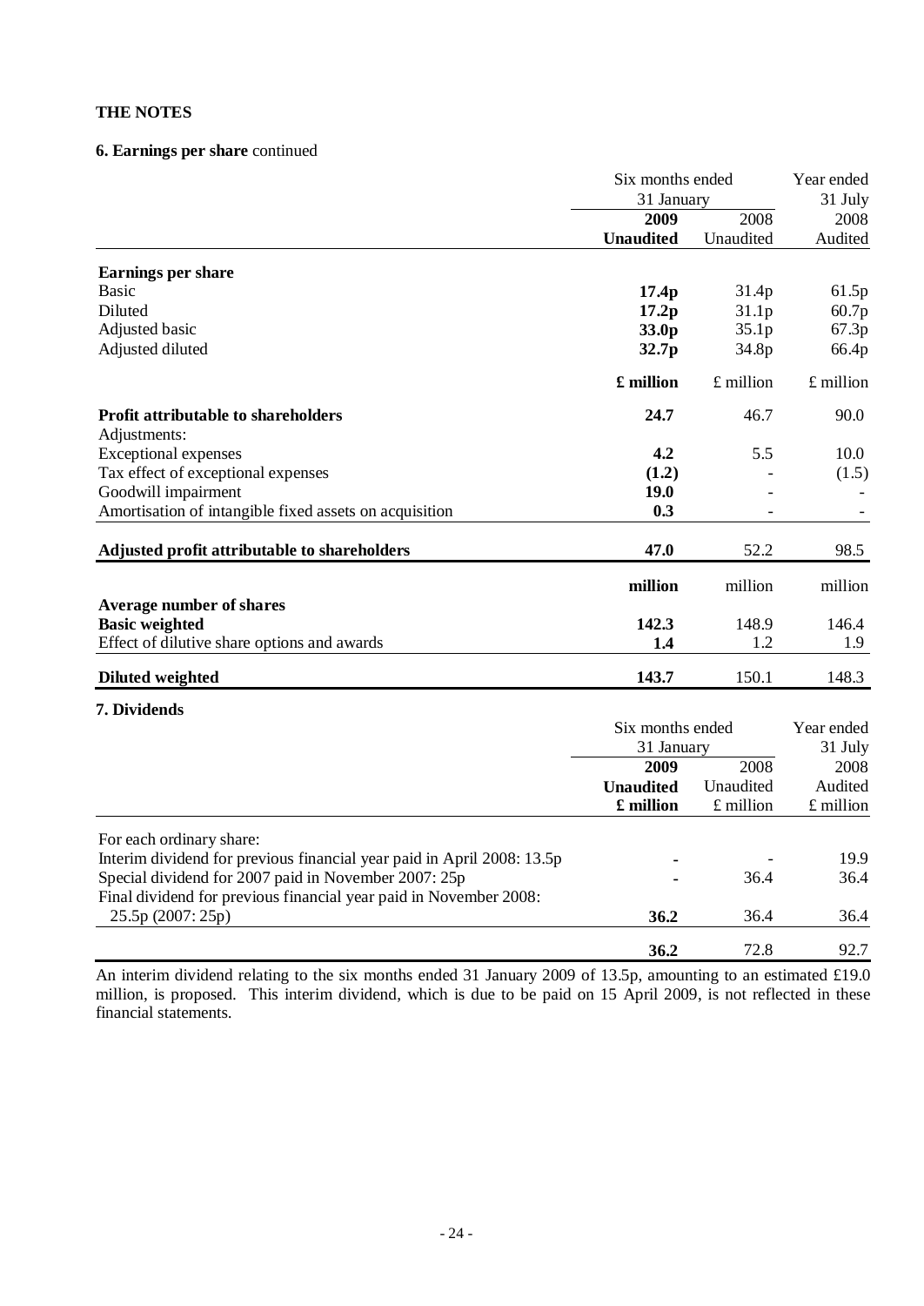## THE NOTES

### 6. Earnings per share continued

| | Six months ended 31 January | | Year ended 31 July |
|---|---|---|---|
| | **2009** | 2008 | 2008 |
| | **Unaudited** | Unaudited | Audited |
| **Earnings per share** | | | |
| Basic | **17.4p** | 31.4p | 61.5p |
| Diluted | **17.2p** | 31.1p | 60.7p |
| Adjusted basic | **33.0p** | 35.1p | 67.3p |
| Adjusted diluted | **32.7p** | 34.8p | 66.4p |
| | **£ million** | £ million | £ million |
| **Profit attributable to shareholders** | **24.7** | 46.7 | 90.0 |
| Adjustments: | | | |
| Exceptional expenses | **4.2** | 5.5 | 10.0 |
| Tax effect of exceptional expenses | **(1.2)** | - | (1.5) |
| Goodwill impairment | **19.0** | - | - |
| Amortisation of intangible fixed assets on acquisition | **0.3** | - | - |
| **Adjusted profit attributable to shareholders** | **47.0** | 52.2 | 98.5 |
| | **million** | million | million |
| **Average number of shares** | | | |
| **Basic weighted** | **142.3** | 148.9 | 146.4 |
| Effect of dilutive share options and awards | **1.4** | 1.2 | 1.9 |
| **Diluted weighted** | **143.7** | 150.1 | 148.3 |

### 7. Dividends

| | Six months ended 31 January | | Year ended 31 July |
|---|---|---|---|
| | **2009** | 2008 | 2008 |
| | **Unaudited** | Unaudited | Audited |
| | **£ million** | £ million | £ million |
| For each ordinary share: | | | |
| Interim dividend for previous financial year paid in April 2008: 13.5p | **-** | - | 19.9 |
| Special dividend for 2007 paid in November 2007: 25p | **-** | 36.4 | 36.4 |
| Final dividend for previous financial year paid in November 2008: 25.5p (2007: 25p) | **36.2** | 36.4 | 36.4 |
| | **36.2** | 72.8 | 92.7 |

An interim dividend relating to the six months ended 31 January 2009 of 13.5p, amounting to an estimated £19.0 million, is proposed. This interim dividend, which is due to be paid on 15 April 2009, is not reflected in these financial statements.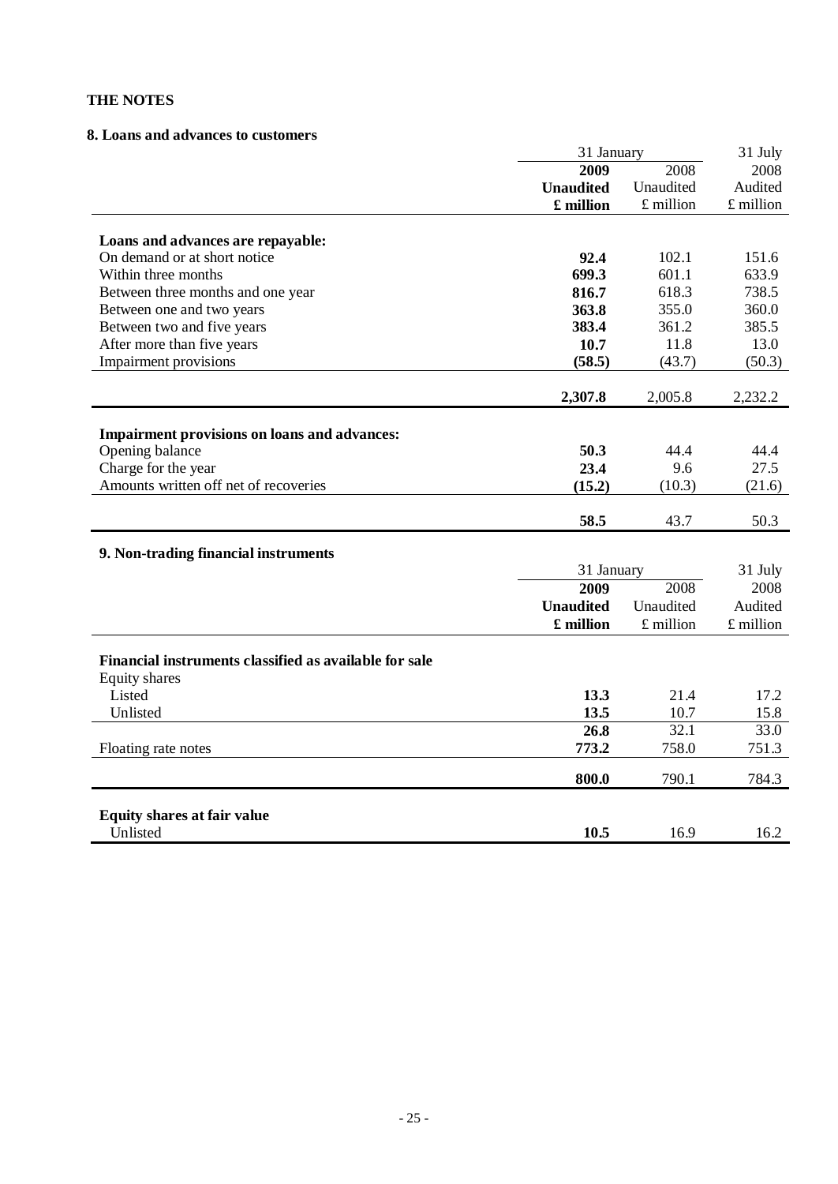## THE NOTES

### 8. Loans and advances to customers

| | 31 January 2009 Unaudited £ million | 31 January 2008 Unaudited £ million | 31 July 2008 Audited £ million |
|---|---|---|---|
| **Loans and advances are repayable:** | | | |
| On demand or at short notice | **92.4** | 102.1 | 151.6 |
| Within three months | **699.3** | 601.1 | 633.9 |
| Between three months and one year | **816.7** | 618.3 | 738.5 |
| Between one and two years | **363.8** | 355.0 | 360.0 |
| Between two and five years | **383.4** | 361.2 | 385.5 |
| After more than five years | **10.7** | 11.8 | 13.0 |
| Impairment provisions | **(58.5)** | (43.7) | (50.3) |
| | **2,307.8** | 2,005.8 | 2,232.2 |
| **Impairment provisions on loans and advances:** | | | |
| Opening balance | **50.3** | 44.4 | 44.4 |
| Charge for the year | **23.4** | 9.6 | 27.5 |
| Amounts written off net of recoveries | **(15.2)** | (10.3) | (21.6) |
| | **58.5** | 43.7 | 50.3 |

### 9. Non-trading financial instruments

| | 31 January 2009 Unaudited £ million | 31 January 2008 Unaudited £ million | 31 July 2008 Audited £ million |
|---|---|---|---|
| **Financial instruments classified as available for sale** | | | |
| Equity shares | | | |
| Listed | **13.3** | 21.4 | 17.2 |
| Unlisted | **13.5** | 10.7 | 15.8 |
| | **26.8** | 32.1 | 33.0 |
| Floating rate notes | **773.2** | 758.0 | 751.3 |
| | **800.0** | 790.1 | 784.3 |
| **Equity shares at fair value** | | | |
| Unlisted | **10.5** | 16.9 | 16.2 |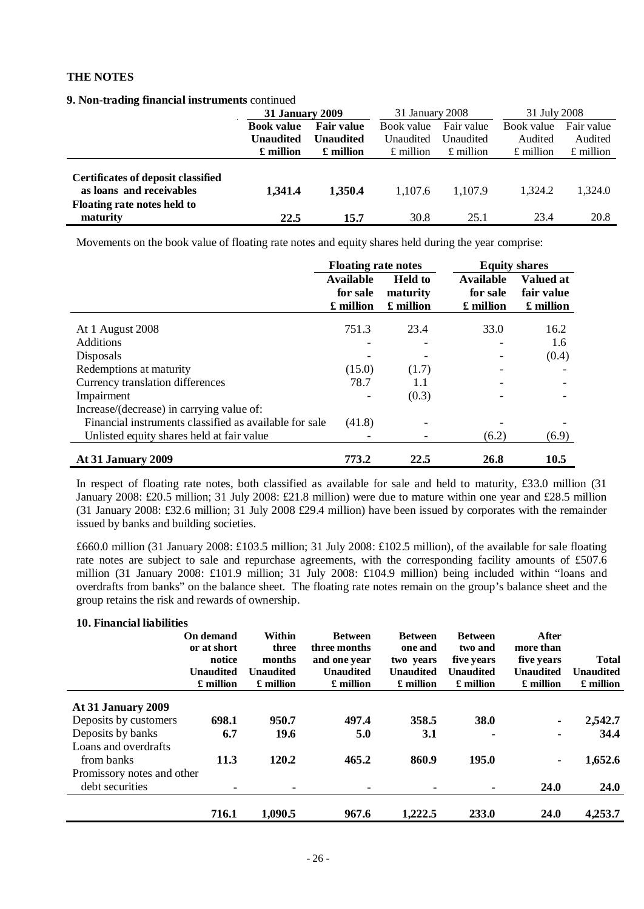**THE NOTES**

**9. Non-trading financial instruments** continued

| | **31 January 2009** | | 31 January 2008 | | 31 July 2008 | |
|---|---|---|---|---|---|---|
| | **Book value Unaudited £ million** | **Fair value Unaudited £ million** | Book value Unaudited £ million | Fair value Unaudited £ million | Book value Audited £ million | Fair value Audited £ million |
| **Certificates of deposit classified as loans and receivables** | **1,341.4** | **1,350.4** | 1,107.6 | 1,107.9 | 1,324.2 | 1,324.0 |
| **Floating rate notes held to maturity** | **22.5** | **15.7** | 30.8 | 25.1 | 23.4 | 20.8 |

Movements on the book value of floating rate notes and equity shares held during the year comprise:

| | **Floating rate notes** | | **Equity shares** | |
|---|---|---|---|---|
| | **Available for sale £ million** | **Held to maturity £ million** | **Available for sale £ million** | **Valued at fair value £ million** |
| At 1 August 2008 | 751.3 | 23.4 | 33.0 | 16.2 |
| Additions | - | - | - | 1.6 |
| Disposals | - | - | - | (0.4) |
| Redemptions at maturity | (15.0) | (1.7) | - | - |
| Currency translation differences | 78.7 | 1.1 | - | - |
| Impairment | - | (0.3) | - | - |
| Increase/(decrease) in carrying value of: | | | | |
| Financial instruments classified as available for sale | (41.8) | - | - | - |
| Unlisted equity shares held at fair value | - | - | (6.2) | (6.9) |
| **At 31 January 2009** | **773.2** | **22.5** | **26.8** | **10.5** |

In respect of floating rate notes, both classified as available for sale and held to maturity, £33.0 million (31 January 2008: £20.5 million; 31 July 2008: £21.8 million) were due to mature within one year and £28.5 million (31 January 2008: £32.6 million; 31 July 2008 £29.4 million) have been issued by corporates with the remainder issued by banks and building societies.

£660.0 million (31 January 2008: £103.5 million; 31 July 2008: £102.5 million), of the available for sale floating rate notes are subject to sale and repurchase agreements, with the corresponding facility amounts of £507.6 million (31 January 2008: £101.9 million; 31 July 2008: £104.9 million) being included within "loans and overdrafts from banks" on the balance sheet. The floating rate notes remain on the group's balance sheet and the group retains the risk and rewards of ownership.

**10. Financial liabilities**

| | **On demand or at short notice Unaudited £ million** | **Within three months Unaudited £ million** | **Between three months and one year Unaudited £ million** | **Between one and two years Unaudited £ million** | **Between two and five years Unaudited £ million** | **After more than five years Unaudited £ million** | **Total Unaudited £ million** |
|---|---|---|---|---|---|---|---|
| **At 31 January 2009** | | | | | | | |
| Deposits by customers | **698.1** | **950.7** | **497.4** | **358.5** | **38.0** | **-** | **2,542.7** |
| Deposits by banks | **6.7** | **19.6** | **5.0** | **3.1** | **-** | **-** | **34.4** |
| Loans and overdrafts from banks | **11.3** | **120.2** | **465.2** | **860.9** | **195.0** | **-** | **1,652.6** |
| Promissory notes and other debt securities | **-** | **-** | **-** | **-** | **-** | **24.0** | **24.0** |
| | **716.1** | **1,090.5** | **967.6** | **1,222.5** | **233.0** | **24.0** | **4,253.7** |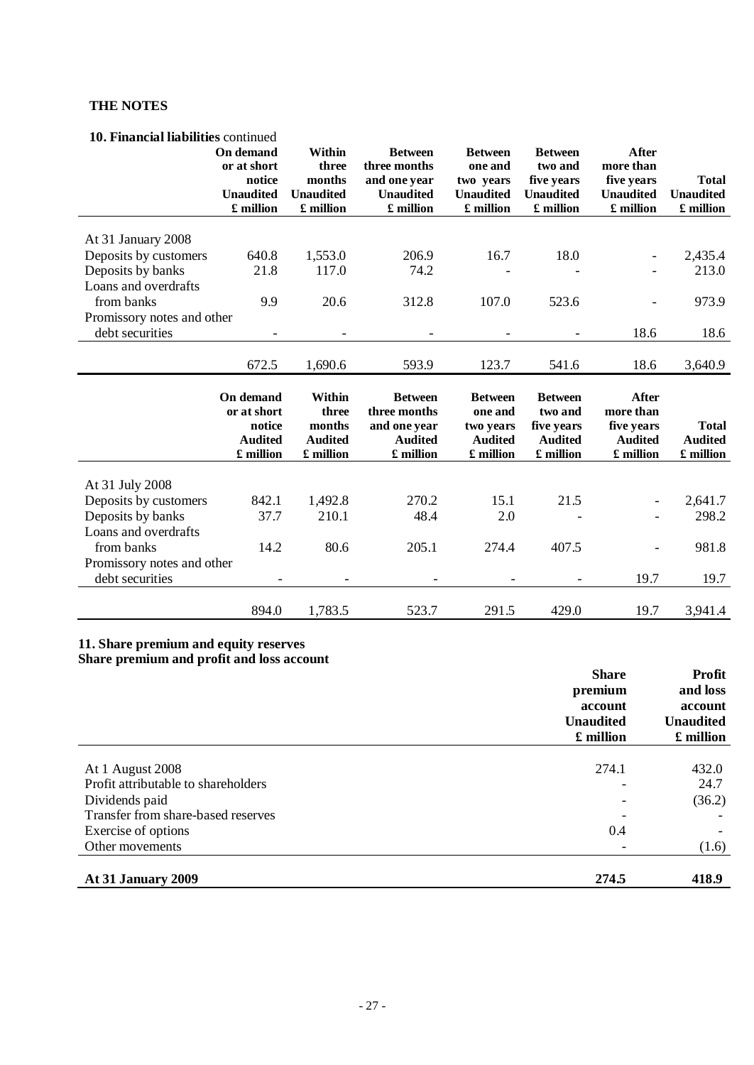## THE NOTES

### 10. Financial liabilities continued

| | On demand or at short notice Unaudited £ million | Within three months Unaudited £ million | Between three months and one year Unaudited £ million | Between one and two years Unaudited £ million | Between two and five years Unaudited £ million | After more than five years Unaudited £ million | Total Unaudited £ million |
|---|---|---|---|---|---|---|---|
| At 31 January 2008 | | | | | | | |
| Deposits by customers | 640.8 | 1,553.0 | 206.9 | 16.7 | 18.0 | - | 2,435.4 |
| Deposits by banks | 21.8 | 117.0 | 74.2 | - | - | - | 213.0 |
| Loans and overdrafts from banks | 9.9 | 20.6 | 312.8 | 107.0 | 523.6 | - | 973.9 |
| Promissory notes and other debt securities | - | - | - | - | - | 18.6 | 18.6 |
| | 672.5 | 1,690.6 | 593.9 | 123.7 | 541.6 | 18.6 | 3,640.9 |

| | On demand or at short notice Audited £ million | Within three months Audited £ million | Between three months and one year Audited £ million | Between one and two years Audited £ million | Between two and five years Audited £ million | After more than five years Audited £ million | Total Audited £ million |
|---|---|---|---|---|---|---|---|
| At 31 July 2008 | | | | | | | |
| Deposits by customers | 842.1 | 1,492.8 | 270.2 | 15.1 | 21.5 | - | 2,641.7 |
| Deposits by banks | 37.7 | 210.1 | 48.4 | 2.0 | - | - | 298.2 |
| Loans and overdrafts from banks | 14.2 | 80.6 | 205.1 | 274.4 | 407.5 | - | 981.8 |
| Promissory notes and other debt securities | - | - | - | - | - | 19.7 | 19.7 |
| | 894.0 | 1,783.5 | 523.7 | 291.5 | 429.0 | 19.7 | 3,941.4 |

### 11. Share premium and equity reserves

**Share premium and profit and loss account**

| | Share premium account Unaudited £ million | Profit and loss account Unaudited £ million |
|---|---|---|
| At 1 August 2008 | 274.1 | 432.0 |
| Profit attributable to shareholders | - | 24.7 |
| Dividends paid | - | (36.2) |
| Transfer from share-based reserves | - | - |
| Exercise of options | 0.4 | - |
| Other movements | - | (1.6) |
| **At 31 January 2009** | **274.5** | **418.9** |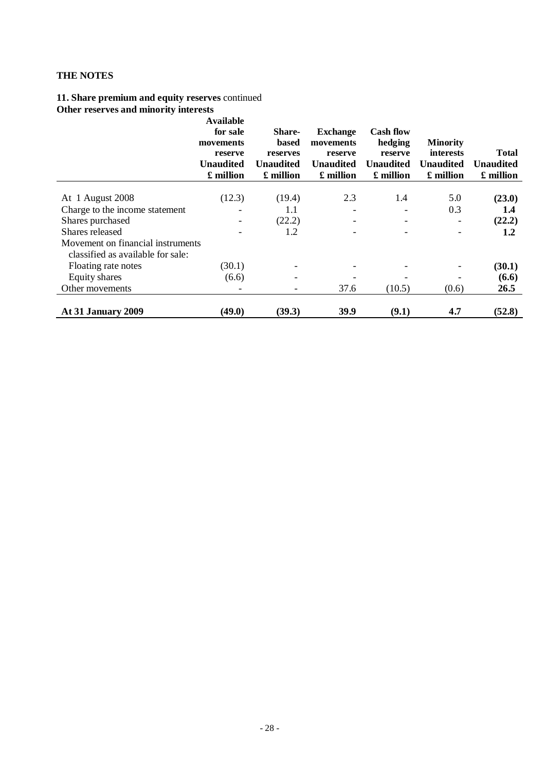**THE NOTES**

**11. Share premium and equity reserves** continued

**Other reserves and minority interests**

| | **Available for sale movements reserve Unaudited £ million** | **Share-based reserves Unaudited £ million** | **Exchange movements reserve Unaudited £ million** | **Cash flow hedging reserve Unaudited £ million** | **Minority interests Unaudited £ million** | **Total Unaudited £ million** |
|---|---|---|---|---|---|---|
| At 1 August 2008 | (12.3) | (19.4) | 2.3 | 1.4 | 5.0 | **(23.0)** |
| Charge to the income statement | - | 1.1 | - | - | 0.3 | **1.4** |
| Shares purchased | - | (22.2) | - | - | - | **(22.2)** |
| Shares released | - | 1.2 | - | - | - | **1.2** |
| Movement on financial instruments classified as available for sale: | | | | | | |
| Floating rate notes | (30.1) | - | - | - | - | **(30.1)** |
| Equity shares | (6.6) | - | - | - | - | **(6.6)** |
| Other movements | - | - | 37.6 | (10.5) | (0.6) | **26.5** |
| **At 31 January 2009** | **(49.0)** | **(39.3)** | **39.9** | **(9.1)** | **4.7** | **(52.8)** |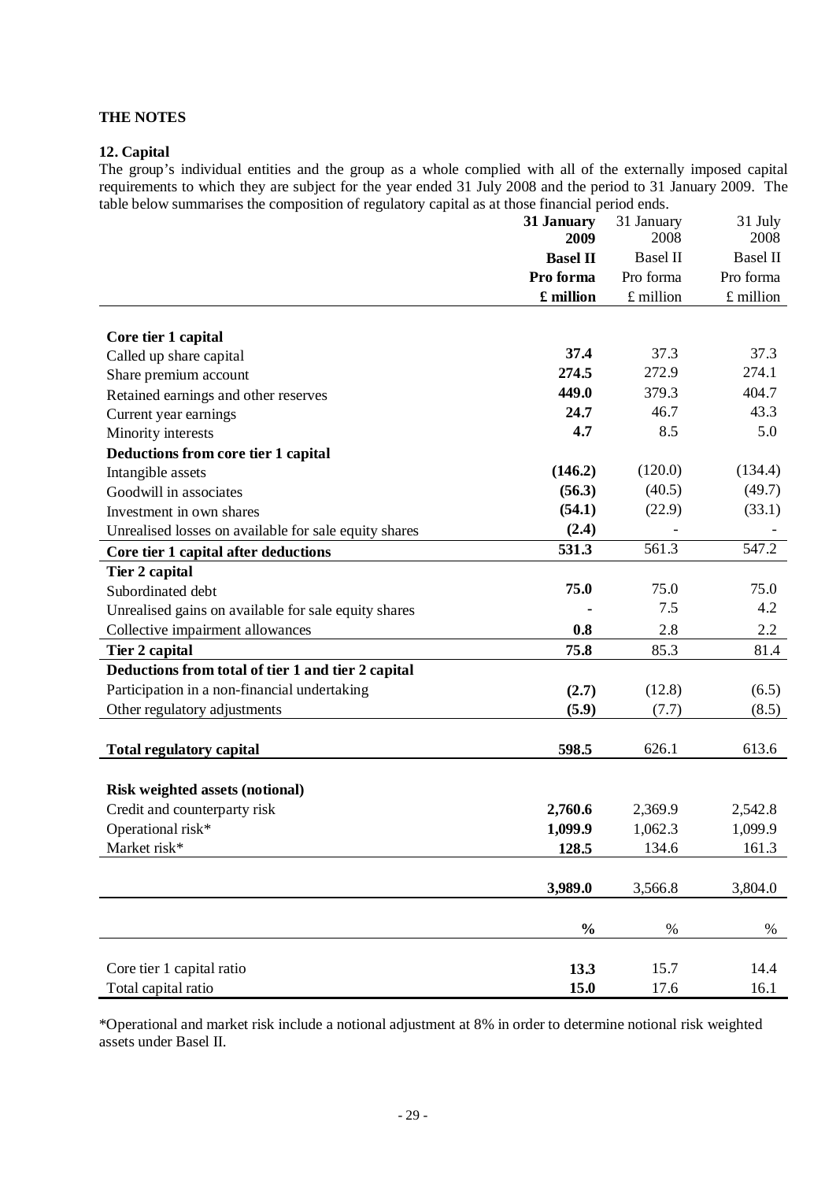## THE NOTES

### 12. Capital

The group's individual entities and the group as a whole complied with all of the externally imposed capital requirements to which they are subject for the year ended 31 July 2008 and the period to 31 January 2009. The table below summarises the composition of regulatory capital as at those financial period ends.

| | **31 January 2009** | 31 January 2008 | 31 July 2008 |
|---|---|---|---|
| | **Basel II** | Basel II | Basel II |
| | **Pro forma** | Pro forma | Pro forma |
| | **£ million** | £ million | £ million |
| **Core tier 1 capital** | | | |
| Called up share capital | **37.4** | 37.3 | 37.3 |
| Share premium account | **274.5** | 272.9 | 274.1 |
| Retained earnings and other reserves | **449.0** | 379.3 | 404.7 |
| Current year earnings | **24.7** | 46.7 | 43.3 |
| Minority interests | **4.7** | 8.5 | 5.0 |
| **Deductions from core tier 1 capital** | | | |
| Intangible assets | **(146.2)** | (120.0) | (134.4) |
| Goodwill in associates | **(56.3)** | (40.5) | (49.7) |
| Investment in own shares | **(54.1)** | (22.9) | (33.1) |
| Unrealised losses on available for sale equity shares | **(2.4)** | - | - |
| **Core tier 1 capital after deductions** | **531.3** | 561.3 | 547.2 |
| **Tier 2 capital** | | | |
| Subordinated debt | **75.0** | 75.0 | 75.0 |
| Unrealised gains on available for sale equity shares | **-** | 7.5 | 4.2 |
| Collective impairment allowances | **0.8** | 2.8 | 2.2 |
| **Tier 2 capital** | **75.8** | 85.3 | 81.4 |
| **Deductions from total of tier 1 and tier 2 capital** | | | |
| Participation in a non-financial undertaking | **(2.7)** | (12.8) | (6.5) |
| Other regulatory adjustments | **(5.9)** | (7.7) | (8.5) |
| **Total regulatory capital** | **598.5** | 626.1 | 613.6 |
| **Risk weighted assets (notional)** | | | |
| Credit and counterparty risk | **2,760.6** | 2,369.9 | 2,542.8 |
| Operational risk* | **1,099.9** | 1,062.3 | 1,099.9 |
| Market risk* | **128.5** | 134.6 | 161.3 |
| | **3,989.0** | 3,566.8 | 3,804.0 |
| | **%** | % | % |
| Core tier 1 capital ratio | **13.3** | 15.7 | 14.4 |
| Total capital ratio | **15.0** | 17.6 | 16.1 |

*Operational and market risk include a notional adjustment at 8% in order to determine notional risk weighted assets under Basel II.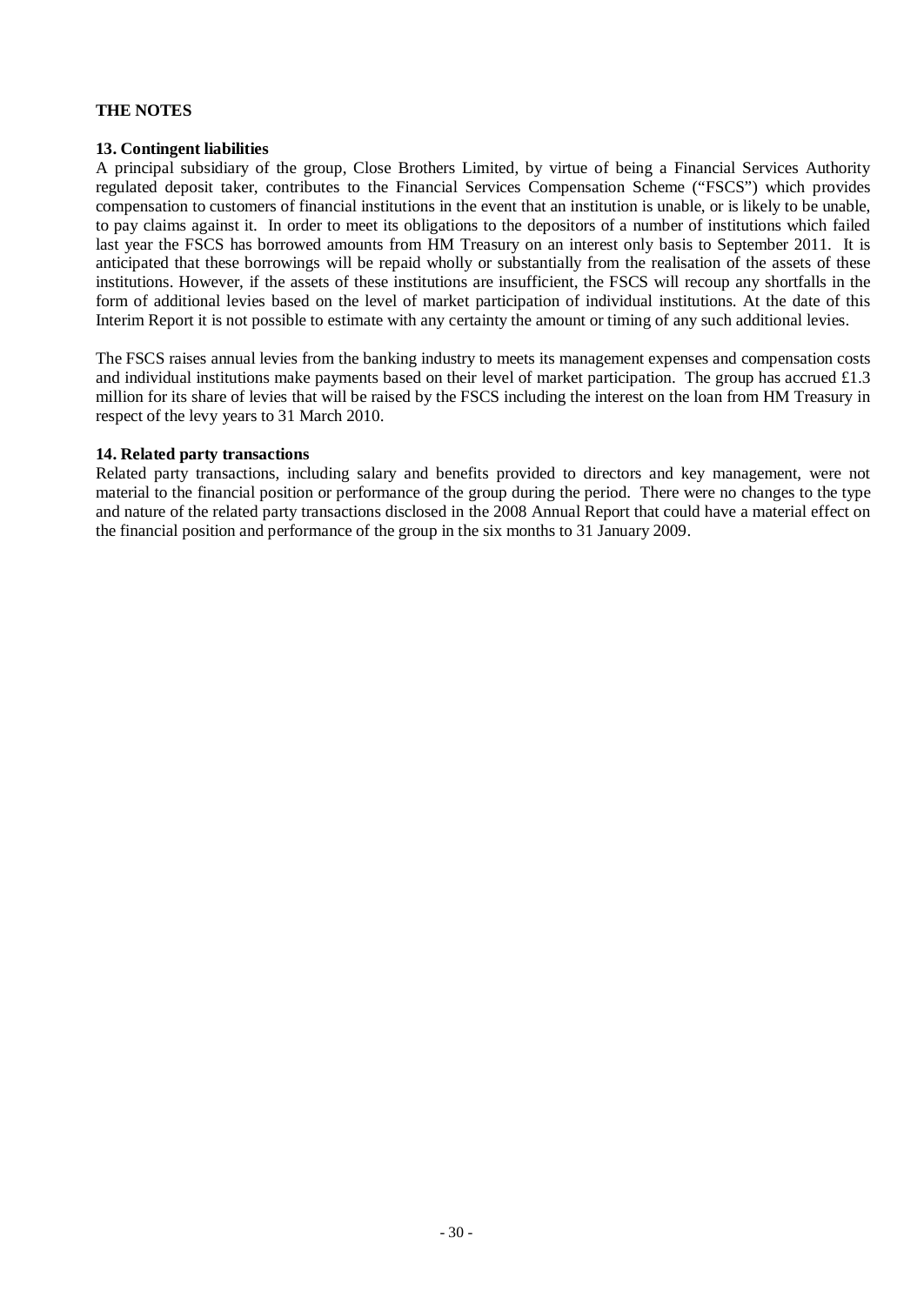## THE NOTES

### 13. Contingent liabilities

A principal subsidiary of the group, Close Brothers Limited, by virtue of being a Financial Services Authority regulated deposit taker, contributes to the Financial Services Compensation Scheme ("FSCS") which provides compensation to customers of financial institutions in the event that an institution is unable, or is likely to be unable, to pay claims against it. In order to meet its obligations to the depositors of a number of institutions which failed last year the FSCS has borrowed amounts from HM Treasury on an interest only basis to September 2011. It is anticipated that these borrowings will be repaid wholly or substantially from the realisation of the assets of these institutions. However, if the assets of these institutions are insufficient, the FSCS will recoup any shortfalls in the form of additional levies based on the level of market participation of individual institutions. At the date of this Interim Report it is not possible to estimate with any certainty the amount or timing of any such additional levies.

The FSCS raises annual levies from the banking industry to meets its management expenses and compensation costs and individual institutions make payments based on their level of market participation. The group has accrued £1.3 million for its share of levies that will be raised by the FSCS including the interest on the loan from HM Treasury in respect of the levy years to 31 March 2010.

### 14. Related party transactions

Related party transactions, including salary and benefits provided to directors and key management, were not material to the financial position or performance of the group during the period. There were no changes to the type and nature of the related party transactions disclosed in the 2008 Annual Report that could have a material effect on the financial position and performance of the group in the six months to 31 January 2009.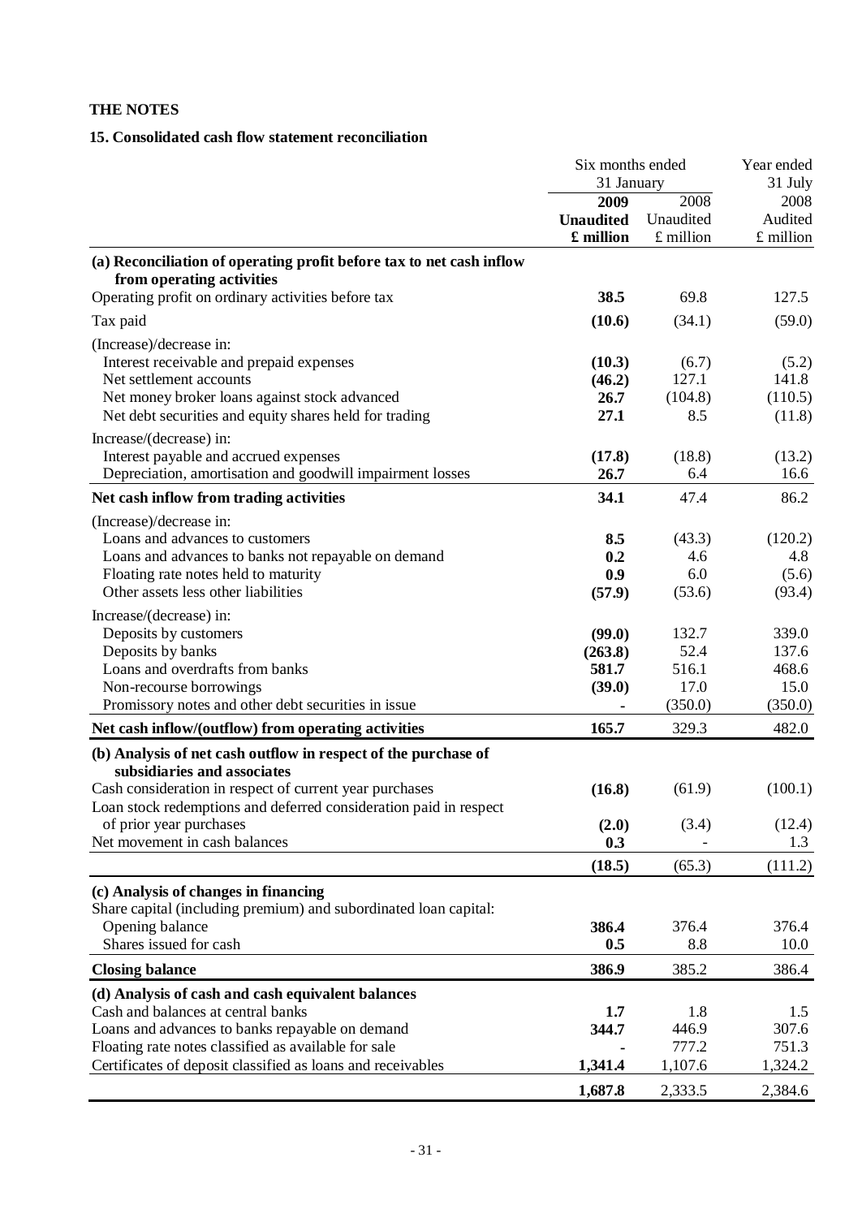**THE NOTES**

**15. Consolidated cash flow statement reconciliation**

| | Six months ended 31 January | | Year ended 31 July |
|---|---|---|---|
| | **2009 Unaudited £ million** | 2008 Unaudited £ million | 2008 Audited £ million |
| **(a) Reconciliation of operating profit before tax to net cash inflow from operating activities** | | | |
| Operating profit on ordinary activities before tax | **38.5** | 69.8 | 127.5 |
| Tax paid | **(10.6)** | (34.1) | (59.0) |
| (Increase)/decrease in: | | | |
| Interest receivable and prepaid expenses | **(10.3)** | (6.7) | (5.2) |
| Net settlement accounts | **(46.2)** | 127.1 | 141.8 |
| Net money broker loans against stock advanced | **26.7** | (104.8) | (110.5) |
| Net debt securities and equity shares held for trading | **27.1** | 8.5 | (11.8) |
| Increase/(decrease) in: | | | |
| Interest payable and accrued expenses | **(17.8)** | (18.8) | (13.2) |
| Depreciation, amortisation and goodwill impairment losses | **26.7** | 6.4 | 16.6 |
| **Net cash inflow from trading activities** | **34.1** | 47.4 | 86.2 |
| (Increase)/decrease in: | | | |
| Loans and advances to customers | **8.5** | (43.3) | (120.2) |
| Loans and advances to banks not repayable on demand | **0.2** | 4.6 | 4.8 |
| Floating rate notes held to maturity | **0.9** | 6.0 | (5.6) |
| Other assets less other liabilities | **(57.9)** | (53.6) | (93.4) |
| Increase/(decrease) in: | | | |
| Deposits by customers | **(99.0)** | 132.7 | 339.0 |
| Deposits by banks | **(263.8)** | 52.4 | 137.6 |
| Loans and overdrafts from banks | **581.7** | 516.1 | 468.6 |
| Non-recourse borrowings | **(39.0)** | 17.0 | 15.0 |
| Promissory notes and other debt securities in issue | **-** | (350.0) | (350.0) |
| **Net cash inflow/(outflow) from operating activities** | **165.7** | 329.3 | 482.0 |
| **(b) Analysis of net cash outflow in respect of the purchase of subsidiaries and associates** | | | |
| Cash consideration in respect of current year purchases | **(16.8)** | (61.9) | (100.1) |
| Loan stock redemptions and deferred consideration paid in respect of prior year purchases | **(2.0)** | (3.4) | (12.4) |
| Net movement in cash balances | **0.3** | - | 1.3 |
| | **(18.5)** | (65.3) | (111.2) |
| **(c) Analysis of changes in financing** | | | |
| Share capital (including premium) and subordinated loan capital: | | | |
| Opening balance | **386.4** | 376.4 | 376.4 |
| Shares issued for cash | **0.5** | 8.8 | 10.0 |
| **Closing balance** | **386.9** | 385.2 | 386.4 |
| **(d) Analysis of cash and cash equivalent balances** | | | |
| Cash and balances at central banks | **1.7** | 1.8 | 1.5 |
| Loans and advances to banks repayable on demand | **344.7** | 446.9 | 307.6 |
| Floating rate notes classified as available for sale | **-** | 777.2 | 751.3 |
| Certificates of deposit classified as loans and receivables | **1,341.4** | 1,107.6 | 1,324.2 |
| | **1,687.8** | 2,333.5 | 2,384.6 |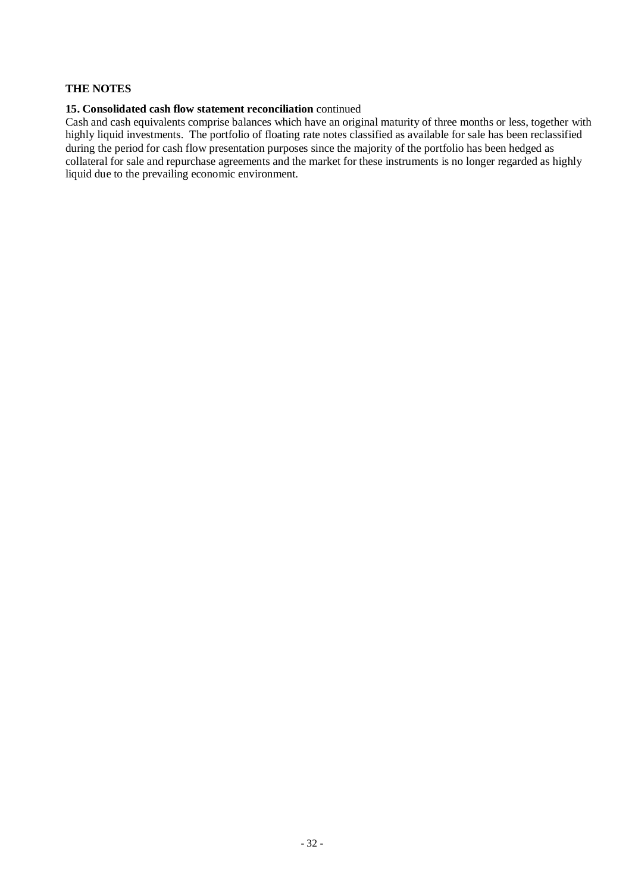**THE NOTES**

**15. Consolidated cash flow statement reconciliation** continued

Cash and cash equivalents comprise balances which have an original maturity of three months or less, together with highly liquid investments. The portfolio of floating rate notes classified as available for sale has been reclassified during the period for cash flow presentation purposes since the majority of the portfolio has been hedged as collateral for sale and repurchase agreements and the market for these instruments is no longer regarded as highly liquid due to the prevailing economic environment.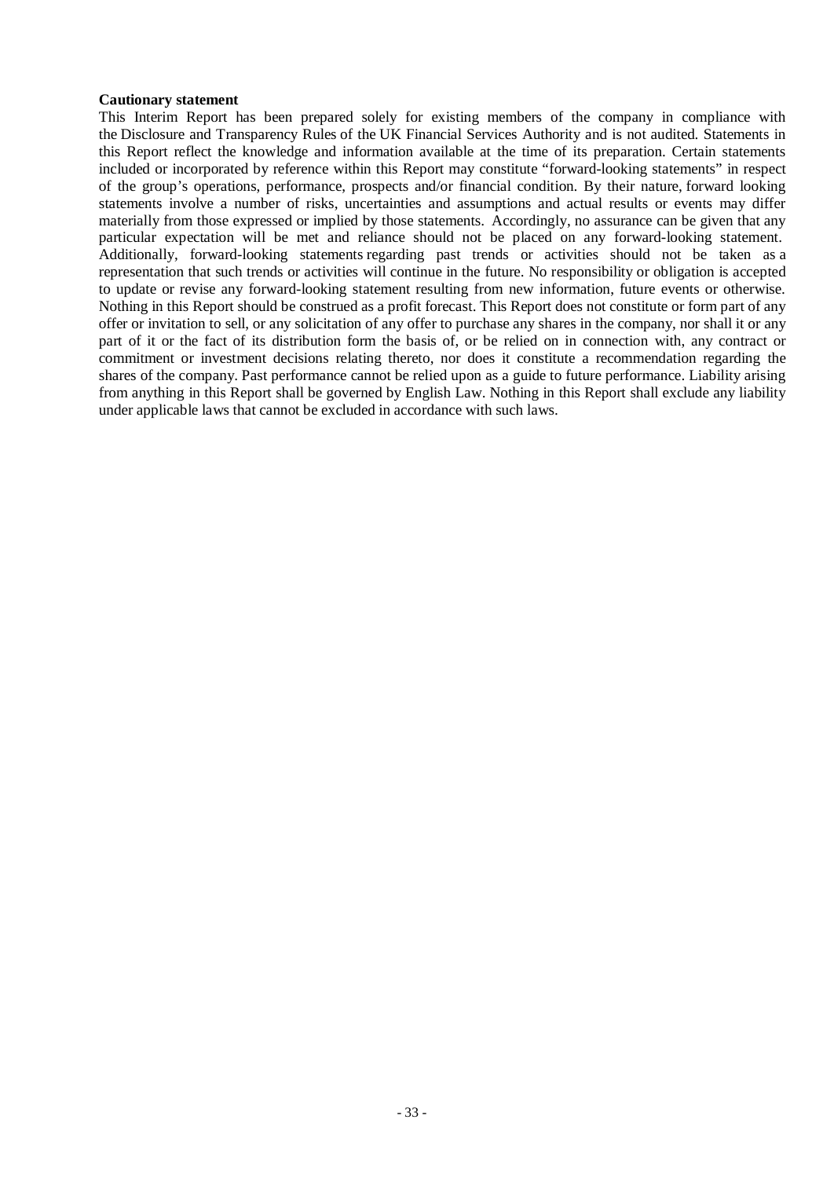**Cautionary statement**

This Interim Report has been prepared solely for existing members of the company in compliance with the Disclosure and Transparency Rules of the UK Financial Services Authority and is not audited. Statements in this Report reflect the knowledge and information available at the time of its preparation. Certain statements included or incorporated by reference within this Report may constitute "forward-looking statements" in respect of the group's operations, performance, prospects and/or financial condition. By their nature, forward looking statements involve a number of risks, uncertainties and assumptions and actual results or events may differ materially from those expressed or implied by those statements. Accordingly, no assurance can be given that any particular expectation will be met and reliance should not be placed on any forward-looking statement. Additionally, forward-looking statements regarding past trends or activities should not be taken as a representation that such trends or activities will continue in the future. No responsibility or obligation is accepted to update or revise any forward-looking statement resulting from new information, future events or otherwise. Nothing in this Report should be construed as a profit forecast. This Report does not constitute or form part of any offer or invitation to sell, or any solicitation of any offer to purchase any shares in the company, nor shall it or any part of it or the fact of its distribution form the basis of, or be relied on in connection with, any contract or commitment or investment decisions relating thereto, nor does it constitute a recommendation regarding the shares of the company. Past performance cannot be relied upon as a guide to future performance. Liability arising from anything in this Report shall be governed by English Law. Nothing in this Report shall exclude any liability under applicable laws that cannot be excluded in accordance with such laws.